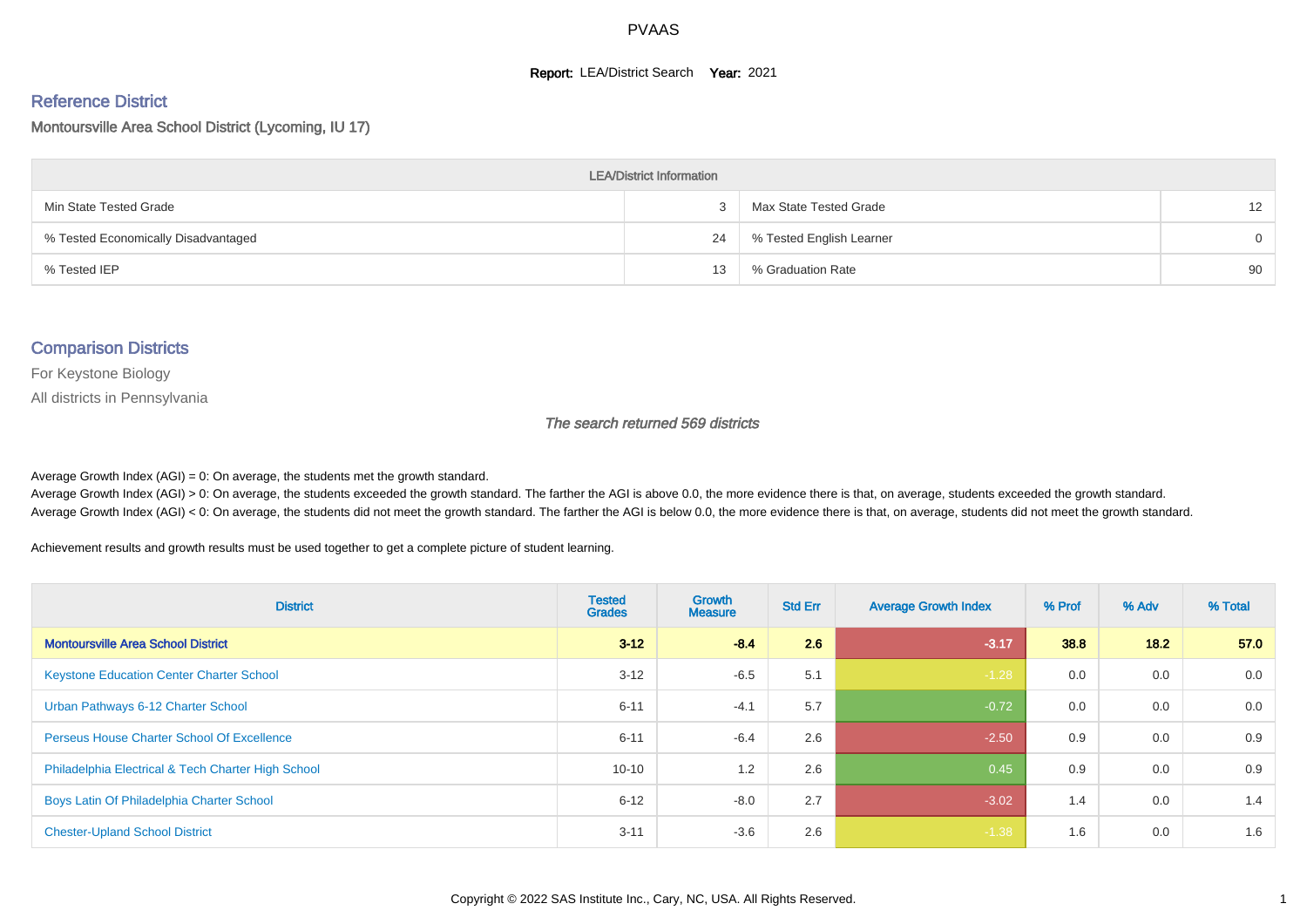PVAAS

**Report:** LEA/District Search **Year:** 2021

## Reference District

Montoursville Area School District (Lycoming, IU 17)

| LEA/District Information | | | |
|---|---|---|---|
| Min State Tested Grade | 3 | Max State Tested Grade | 12 |
| % Tested Economically Disadvantaged | 24 | % Tested English Learner | 0 |
| % Tested IEP | 13 | % Graduation Rate | 90 |

## Comparison Districts

For Keystone Biology

All districts in Pennsylvania

*The search returned 569 districts*

Average Growth Index (AGI) = 0: On average, the students met the growth standard.
Average Growth Index (AGI) > 0: On average, the students exceeded the growth standard. The farther the AGI is above 0.0, the more evidence there is that, on average, students exceeded the growth standard.
Average Growth Index (AGI) < 0: On average, the students did not meet the growth standard. The farther the AGI is below 0.0, the more evidence there is that, on average, students did not meet the growth standard.

Achievement results and growth results must be used together to get a complete picture of student learning.

| District | Tested Grades | Growth Measure | Std Err | Average Growth Index | % Prof | % Adv | % Total |
|---|---|---|---|---|---|---|---|
| **Montoursville Area School District** | **3-12** | **-8.4** | **2.6** | **-3.17** | **38.8** | **18.2** | **57.0** |
| Keystone Education Center Charter School | 3-12 | -6.5 | 5.1 | -1.28 | 0.0 | 0.0 | 0.0 |
| Urban Pathways 6-12 Charter School | 6-11 | -4.1 | 5.7 | -0.72 | 0.0 | 0.0 | 0.0 |
| Perseus House Charter School Of Excellence | 6-11 | -6.4 | 2.6 | -2.50 | 0.9 | 0.0 | 0.9 |
| Philadelphia Electrical & Tech Charter High School | 10-10 | 1.2 | 2.6 | 0.45 | 0.9 | 0.0 | 0.9 |
| Boys Latin Of Philadelphia Charter School | 6-12 | -8.0 | 2.7 | -3.02 | 1.4 | 0.0 | 1.4 |
| Chester-Upland School District | 3-11 | -3.6 | 2.6 | -1.38 | 1.6 | 0.0 | 1.6 |

Copyright © 2022 SAS Institute Inc., Cary, NC, USA. All Rights Reserved.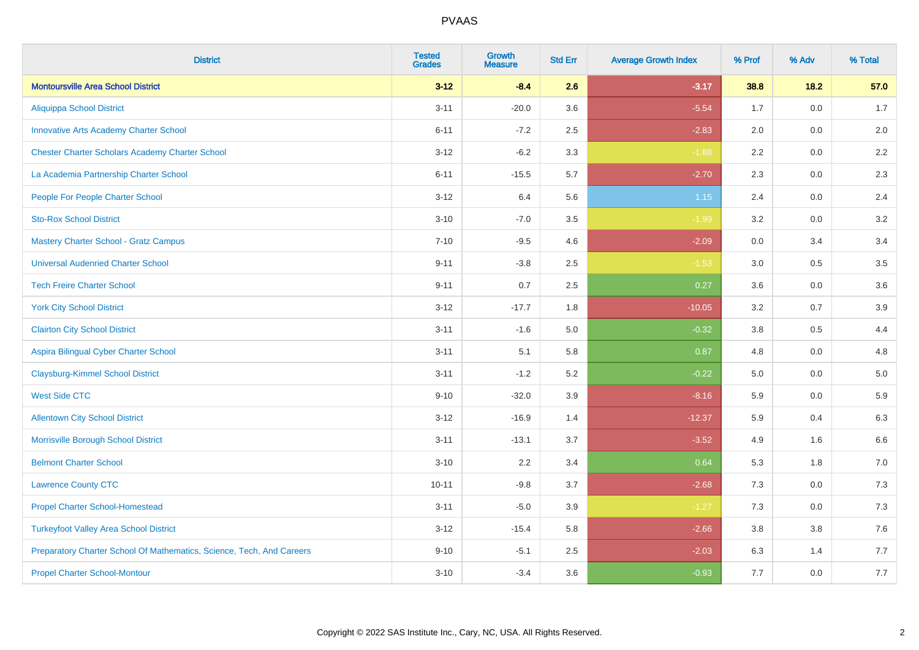# PVAAS

| District | Tested Grades | Growth Measure | Std Err | Average Growth Index | % Prof | % Adv | % Total |
|---|---|---|---|---|---|---|---|
| **Montoursville Area School District** | **3-12** | **-8.4** | **2.6** | **-3.17** | **38.8** | **18.2** | **57.0** |
| Aliquippa School District | 3-11 | -20.0 | 3.6 | -5.54 | 1.7 | 0.0 | 1.7 |
| Innovative Arts Academy Charter School | 6-11 | -7.2 | 2.5 | -2.83 | 2.0 | 0.0 | 2.0 |
| Chester Charter Scholars Academy Charter School | 3-12 | -6.2 | 3.3 | -1.88 | 2.2 | 0.0 | 2.2 |
| La Academia Partnership Charter School | 6-11 | -15.5 | 5.7 | -2.70 | 2.3 | 0.0 | 2.3 |
| People For People Charter School | 3-12 | 6.4 | 5.6 | 1.15 | 2.4 | 0.0 | 2.4 |
| Sto-Rox School District | 3-10 | -7.0 | 3.5 | -1.99 | 3.2 | 0.0 | 3.2 |
| Mastery Charter School - Gratz Campus | 7-10 | -9.5 | 4.6 | -2.09 | 0.0 | 3.4 | 3.4 |
| Universal Audenried Charter School | 9-11 | -3.8 | 2.5 | -1.53 | 3.0 | 0.5 | 3.5 |
| Tech Freire Charter School | 9-11 | 0.7 | 2.5 | 0.27 | 3.6 | 0.0 | 3.6 |
| York City School District | 3-12 | -17.7 | 1.8 | -10.05 | 3.2 | 0.7 | 3.9 |
| Clairton City School District | 3-11 | -1.6 | 5.0 | -0.32 | 3.8 | 0.5 | 4.4 |
| Aspira Bilingual Cyber Charter School | 3-11 | 5.1 | 5.8 | 0.87 | 4.8 | 0.0 | 4.8 |
| Claysburg-Kimmel School District | 3-11 | -1.2 | 5.2 | -0.22 | 5.0 | 0.0 | 5.0 |
| West Side CTC | 9-10 | -32.0 | 3.9 | -8.16 | 5.9 | 0.0 | 5.9 |
| Allentown City School District | 3-12 | -16.9 | 1.4 | -12.37 | 5.9 | 0.4 | 6.3 |
| Morrisville Borough School District | 3-11 | -13.1 | 3.7 | -3.52 | 4.9 | 1.6 | 6.6 |
| Belmont Charter School | 3-10 | 2.2 | 3.4 | 0.64 | 5.3 | 1.8 | 7.0 |
| Lawrence County CTC | 10-11 | -9.8 | 3.7 | -2.68 | 7.3 | 0.0 | 7.3 |
| Propel Charter School-Homestead | 3-11 | -5.0 | 3.9 | -1.27 | 7.3 | 0.0 | 7.3 |
| Turkeyfoot Valley Area School District | 3-12 | -15.4 | 5.8 | -2.66 | 3.8 | 3.8 | 7.6 |
| Preparatory Charter School Of Mathematics, Science, Tech, And Careers | 9-10 | -5.1 | 2.5 | -2.03 | 6.3 | 1.4 | 7.7 |
| Propel Charter School-Montour | 3-10 | -3.4 | 3.6 | -0.93 | 7.7 | 0.0 | 7.7 |

Copyright © 2022 SAS Institute Inc., Cary, NC, USA. All Rights Reserved.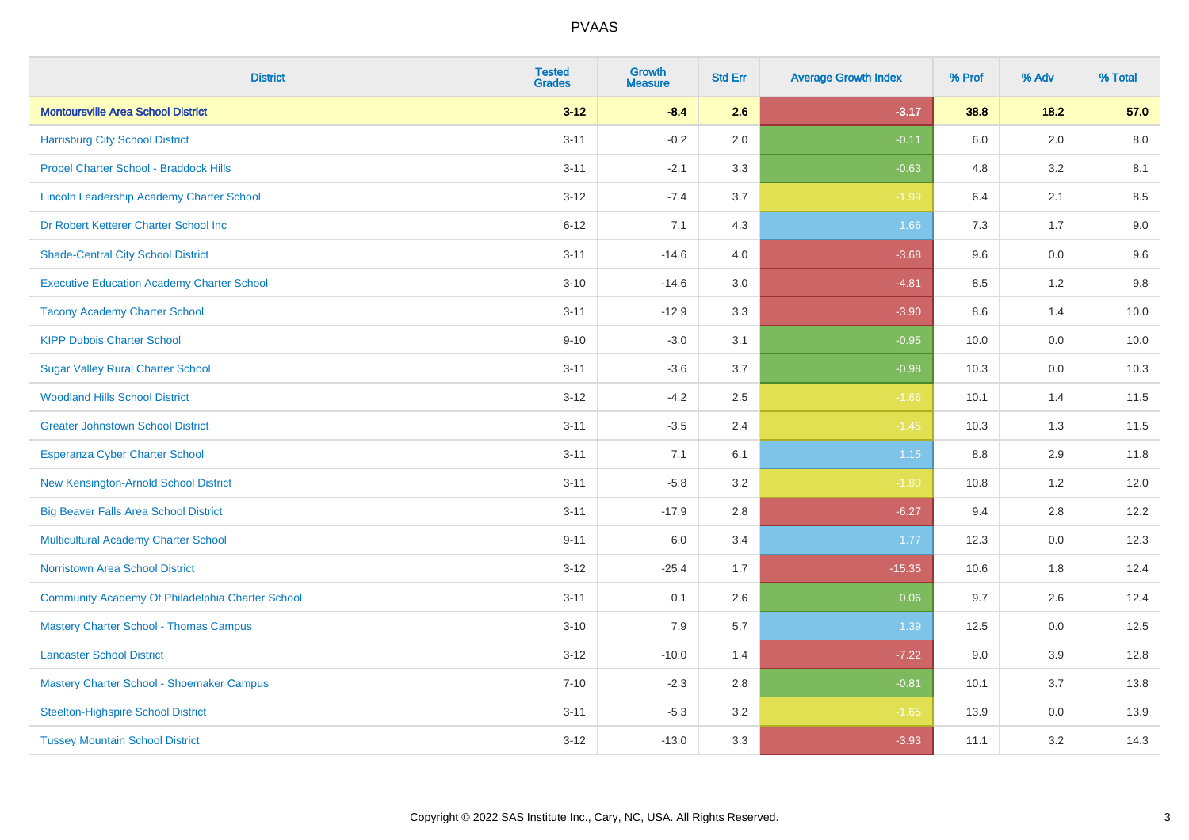| District | Tested Grades | Growth Measure | Std Err | Average Growth Index | % Prof | % Adv | % Total |
|---|---|---|---|---|---|---|---|
| **Montoursville Area School District** | **3-12** | **-8.4** | **2.6** | **-3.17** | **38.8** | **18.2** | **57.0** |
| Harrisburg City School District | 3-11 | -0.2 | 2.0 | -0.11 | 6.0 | 2.0 | 8.0 |
| Propel Charter School - Braddock Hills | 3-11 | -2.1 | 3.3 | -0.63 | 4.8 | 3.2 | 8.1 |
| Lincoln Leadership Academy Charter School | 3-12 | -7.4 | 3.7 | -1.99 | 6.4 | 2.1 | 8.5 |
| Dr Robert Ketterer Charter School Inc | 6-12 | 7.1 | 4.3 | 1.66 | 7.3 | 1.7 | 9.0 |
| Shade-Central City School District | 3-11 | -14.6 | 4.0 | -3.68 | 9.6 | 0.0 | 9.6 |
| Executive Education Academy Charter School | 3-10 | -14.6 | 3.0 | -4.81 | 8.5 | 1.2 | 9.8 |
| Tacony Academy Charter School | 3-11 | -12.9 | 3.3 | -3.90 | 8.6 | 1.4 | 10.0 |
| KIPP Dubois Charter School | 9-10 | -3.0 | 3.1 | -0.95 | 10.0 | 0.0 | 10.0 |
| Sugar Valley Rural Charter School | 3-11 | -3.6 | 3.7 | -0.98 | 10.3 | 0.0 | 10.3 |
| Woodland Hills School District | 3-12 | -4.2 | 2.5 | -1.66 | 10.1 | 1.4 | 11.5 |
| Greater Johnstown School District | 3-11 | -3.5 | 2.4 | -1.45 | 10.3 | 1.3 | 11.5 |
| Esperanza Cyber Charter School | 3-11 | 7.1 | 6.1 | 1.15 | 8.8 | 2.9 | 11.8 |
| New Kensington-Arnold School District | 3-11 | -5.8 | 3.2 | -1.80 | 10.8 | 1.2 | 12.0 |
| Big Beaver Falls Area School District | 3-11 | -17.9 | 2.8 | -6.27 | 9.4 | 2.8 | 12.2 |
| Multicultural Academy Charter School | 9-11 | 6.0 | 3.4 | 1.77 | 12.3 | 0.0 | 12.3 |
| Norristown Area School District | 3-12 | -25.4 | 1.7 | -15.35 | 10.6 | 1.8 | 12.4 |
| Community Academy Of Philadelphia Charter School | 3-11 | 0.1 | 2.6 | 0.06 | 9.7 | 2.6 | 12.4 |
| Mastery Charter School - Thomas Campus | 3-10 | 7.9 | 5.7 | 1.39 | 12.5 | 0.0 | 12.5 |
| Lancaster School District | 3-12 | -10.0 | 1.4 | -7.22 | 9.0 | 3.9 | 12.8 |
| Mastery Charter School - Shoemaker Campus | 7-10 | -2.3 | 2.8 | -0.81 | 10.1 | 3.7 | 13.8 |
| Steelton-Highspire School District | 3-11 | -5.3 | 3.2 | -1.65 | 13.9 | 0.0 | 13.9 |
| Tussey Mountain School District | 3-12 | -13.0 | 3.3 | -3.93 | 11.1 | 3.2 | 14.3 |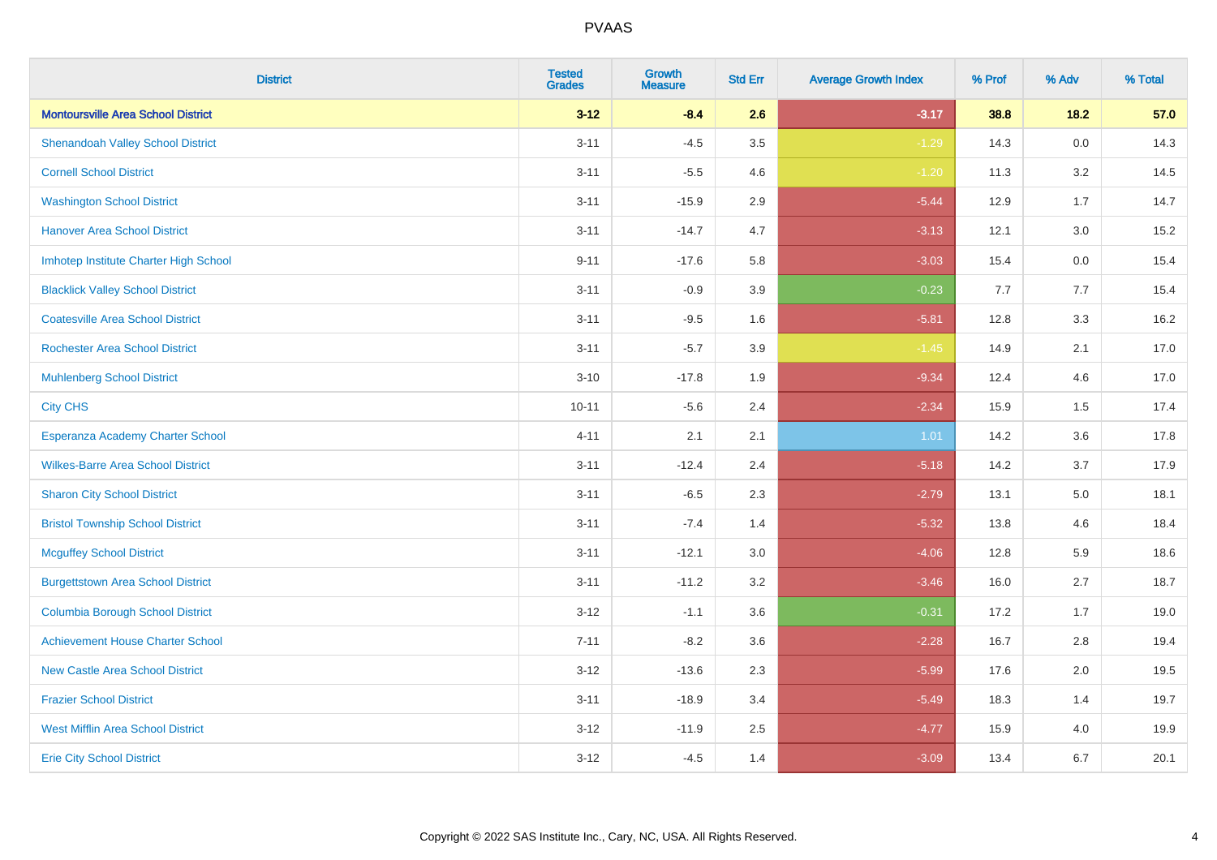| District | Tested Grades | Growth Measure | Std Err | Average Growth Index | % Prof | % Adv | % Total |
|---|---|---|---|---|---|---|---|
| **Montoursville Area School District** | **3-12** | **-8.4** | **2.6** | **-3.17** | **38.8** | **18.2** | **57.0** |
| Shenandoah Valley School District | 3-11 | -4.5 | 3.5 | -1.29 | 14.3 | 0.0 | 14.3 |
| Cornell School District | 3-11 | -5.5 | 4.6 | -1.20 | 11.3 | 3.2 | 14.5 |
| Washington School District | 3-11 | -15.9 | 2.9 | -5.44 | 12.9 | 1.7 | 14.7 |
| Hanover Area School District | 3-11 | -14.7 | 4.7 | -3.13 | 12.1 | 3.0 | 15.2 |
| Imhotep Institute Charter High School | 9-11 | -17.6 | 5.8 | -3.03 | 15.4 | 0.0 | 15.4 |
| Blacklick Valley School District | 3-11 | -0.9 | 3.9 | -0.23 | 7.7 | 7.7 | 15.4 |
| Coatesville Area School District | 3-11 | -9.5 | 1.6 | -5.81 | 12.8 | 3.3 | 16.2 |
| Rochester Area School District | 3-11 | -5.7 | 3.9 | -1.45 | 14.9 | 2.1 | 17.0 |
| Muhlenberg School District | 3-10 | -17.8 | 1.9 | -9.34 | 12.4 | 4.6 | 17.0 |
| City CHS | 10-11 | -5.6 | 2.4 | -2.34 | 15.9 | 1.5 | 17.4 |
| Esperanza Academy Charter School | 4-11 | 2.1 | 2.1 | 1.01 | 14.2 | 3.6 | 17.8 |
| Wilkes-Barre Area School District | 3-11 | -12.4 | 2.4 | -5.18 | 14.2 | 3.7 | 17.9 |
| Sharon City School District | 3-11 | -6.5 | 2.3 | -2.79 | 13.1 | 5.0 | 18.1 |
| Bristol Township School District | 3-11 | -7.4 | 1.4 | -5.32 | 13.8 | 4.6 | 18.4 |
| Mcguffey School District | 3-11 | -12.1 | 3.0 | -4.06 | 12.8 | 5.9 | 18.6 |
| Burgettstown Area School District | 3-11 | -11.2 | 3.2 | -3.46 | 16.0 | 2.7 | 18.7 |
| Columbia Borough School District | 3-12 | -1.1 | 3.6 | -0.31 | 17.2 | 1.7 | 19.0 |
| Achievement House Charter School | 7-11 | -8.2 | 3.6 | -2.28 | 16.7 | 2.8 | 19.4 |
| New Castle Area School District | 3-12 | -13.6 | 2.3 | -5.99 | 17.6 | 2.0 | 19.5 |
| Frazier School District | 3-11 | -18.9 | 3.4 | -5.49 | 18.3 | 1.4 | 19.7 |
| West Mifflin Area School District | 3-12 | -11.9 | 2.5 | -4.77 | 15.9 | 4.0 | 19.9 |
| Erie City School District | 3-12 | -4.5 | 1.4 | -3.09 | 13.4 | 6.7 | 20.1 |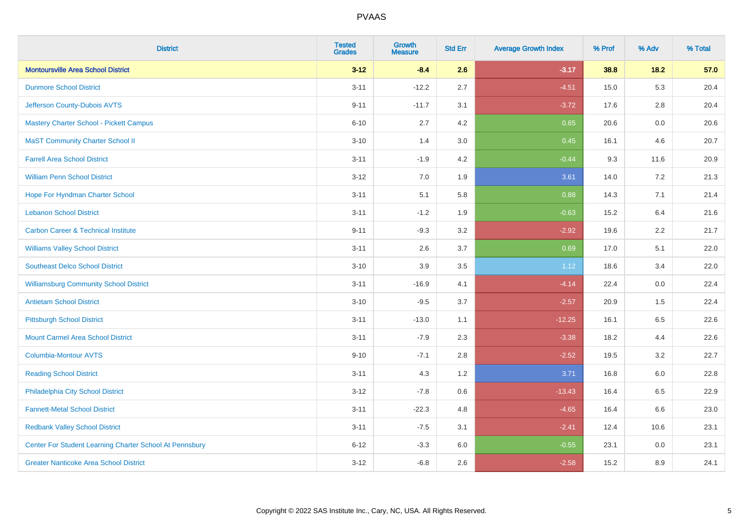| District | Tested Grades | Growth Measure | Std Err | Average Growth Index | % Prof | % Adv | % Total |
|---|---|---|---|---|---|---|---|
| **Montoursville Area School District** | **3-12** | **-8.4** | **2.6** | **-3.17** | **38.8** | **18.2** | **57.0** |
| Dunmore School District | 3-11 | -12.2 | 2.7 | -4.51 | 15.0 | 5.3 | 20.4 |
| Jefferson County-Dubois AVTS | 9-11 | -11.7 | 3.1 | -3.72 | 17.6 | 2.8 | 20.4 |
| Mastery Charter School - Pickett Campus | 6-10 | 2.7 | 4.2 | 0.65 | 20.6 | 0.0 | 20.6 |
| MaST Community Charter School II | 3-10 | 1.4 | 3.0 | 0.45 | 16.1 | 4.6 | 20.7 |
| Farrell Area School District | 3-11 | -1.9 | 4.2 | -0.44 | 9.3 | 11.6 | 20.9 |
| William Penn School District | 3-12 | 7.0 | 1.9 | 3.61 | 14.0 | 7.2 | 21.3 |
| Hope For Hyndman Charter School | 3-11 | 5.1 | 5.8 | 0.88 | 14.3 | 7.1 | 21.4 |
| Lebanon School District | 3-11 | -1.2 | 1.9 | -0.63 | 15.2 | 6.4 | 21.6 |
| Carbon Career & Technical Institute | 9-11 | -9.3 | 3.2 | -2.92 | 19.6 | 2.2 | 21.7 |
| Williams Valley School District | 3-11 | 2.6 | 3.7 | 0.69 | 17.0 | 5.1 | 22.0 |
| Southeast Delco School District | 3-10 | 3.9 | 3.5 | 1.12 | 18.6 | 3.4 | 22.0 |
| Williamsburg Community School District | 3-11 | -16.9 | 4.1 | -4.14 | 22.4 | 0.0 | 22.4 |
| Antietam School District | 3-10 | -9.5 | 3.7 | -2.57 | 20.9 | 1.5 | 22.4 |
| Pittsburgh School District | 3-11 | -13.0 | 1.1 | -12.25 | 16.1 | 6.5 | 22.6 |
| Mount Carmel Area School District | 3-11 | -7.9 | 2.3 | -3.38 | 18.2 | 4.4 | 22.6 |
| Columbia-Montour AVTS | 9-10 | -7.1 | 2.8 | -2.52 | 19.5 | 3.2 | 22.7 |
| Reading School District | 3-11 | 4.3 | 1.2 | 3.71 | 16.8 | 6.0 | 22.8 |
| Philadelphia City School District | 3-12 | -7.8 | 0.6 | -13.43 | 16.4 | 6.5 | 22.9 |
| Fannett-Metal School District | 3-11 | -22.3 | 4.8 | -4.65 | 16.4 | 6.6 | 23.0 |
| Redbank Valley School District | 3-11 | -7.5 | 3.1 | -2.41 | 12.4 | 10.6 | 23.1 |
| Center For Student Learning Charter School At Pennsbury | 6-12 | -3.3 | 6.0 | -0.55 | 23.1 | 0.0 | 23.1 |
| Greater Nanticoke Area School District | 3-12 | -6.8 | 2.6 | -2.58 | 15.2 | 8.9 | 24.1 |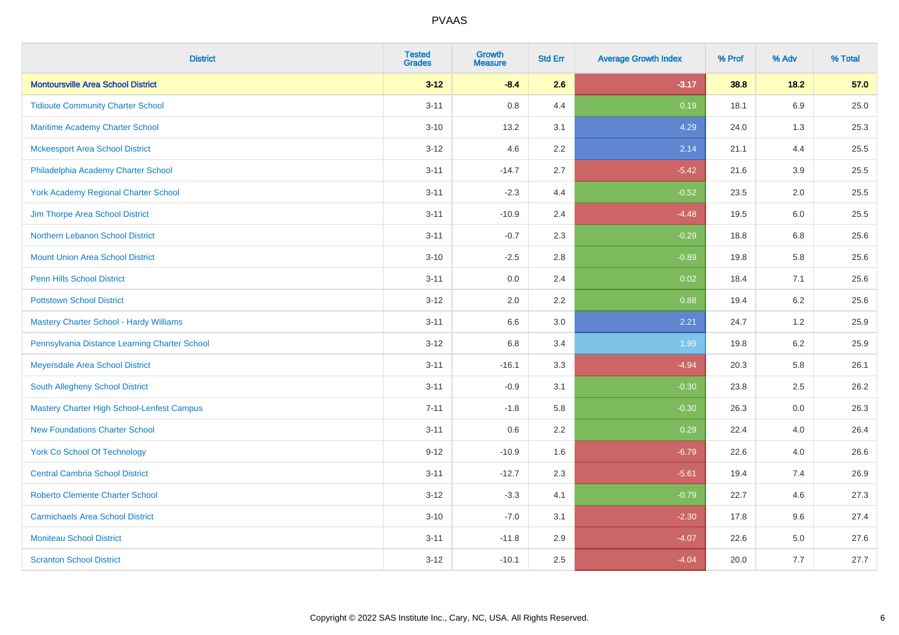| District | Tested Grades | Growth Measure | Std Err | Average Growth Index | % Prof | % Adv | % Total |
|---|---|---|---|---|---|---|---|
| **Montoursville Area School District** | **3-12** | **-8.4** | **2.6** | **-3.17** | **38.8** | **18.2** | **57.0** |
| Tidioute Community Charter School | 3-11 | 0.8 | 4.4 | 0.19 | 18.1 | 6.9 | 25.0 |
| Maritime Academy Charter School | 3-10 | 13.2 | 3.1 | 4.29 | 24.0 | 1.3 | 25.3 |
| Mckeesport Area School District | 3-12 | 4.6 | 2.2 | 2.14 | 21.1 | 4.4 | 25.5 |
| Philadelphia Academy Charter School | 3-11 | -14.7 | 2.7 | -5.42 | 21.6 | 3.9 | 25.5 |
| York Academy Regional Charter School | 3-11 | -2.3 | 4.4 | -0.52 | 23.5 | 2.0 | 25.5 |
| Jim Thorpe Area School District | 3-11 | -10.9 | 2.4 | -4.48 | 19.5 | 6.0 | 25.5 |
| Northern Lebanon School District | 3-11 | -0.7 | 2.3 | -0.29 | 18.8 | 6.8 | 25.6 |
| Mount Union Area School District | 3-10 | -2.5 | 2.8 | -0.89 | 19.8 | 5.8 | 25.6 |
| Penn Hills School District | 3-11 | 0.0 | 2.4 | 0.02 | 18.4 | 7.1 | 25.6 |
| Pottstown School District | 3-12 | 2.0 | 2.2 | 0.88 | 19.4 | 6.2 | 25.6 |
| Mastery Charter School - Hardy Williams | 3-11 | 6.6 | 3.0 | 2.21 | 24.7 | 1.2 | 25.9 |
| Pennsylvania Distance Learning Charter School | 3-12 | 6.8 | 3.4 | 1.99 | 19.8 | 6.2 | 25.9 |
| Meyersdale Area School District | 3-11 | -16.1 | 3.3 | -4.94 | 20.3 | 5.8 | 26.1 |
| South Allegheny School District | 3-11 | -0.9 | 3.1 | -0.30 | 23.8 | 2.5 | 26.2 |
| Mastery Charter High School-Lenfest Campus | 7-11 | -1.8 | 5.8 | -0.30 | 26.3 | 0.0 | 26.3 |
| New Foundations Charter School | 3-11 | 0.6 | 2.2 | 0.29 | 22.4 | 4.0 | 26.4 |
| York Co School Of Technology | 9-12 | -10.9 | 1.6 | -6.79 | 22.6 | 4.0 | 26.6 |
| Central Cambria School District | 3-11 | -12.7 | 2.3 | -5.61 | 19.4 | 7.4 | 26.9 |
| Roberto Clemente Charter School | 3-12 | -3.3 | 4.1 | -0.79 | 22.7 | 4.6 | 27.3 |
| Carmichaels Area School District | 3-10 | -7.0 | 3.1 | -2.30 | 17.8 | 9.6 | 27.4 |
| Moniteau School District | 3-11 | -11.8 | 2.9 | -4.07 | 22.6 | 5.0 | 27.6 |
| Scranton School District | 3-12 | -10.1 | 2.5 | -4.04 | 20.0 | 7.7 | 27.7 |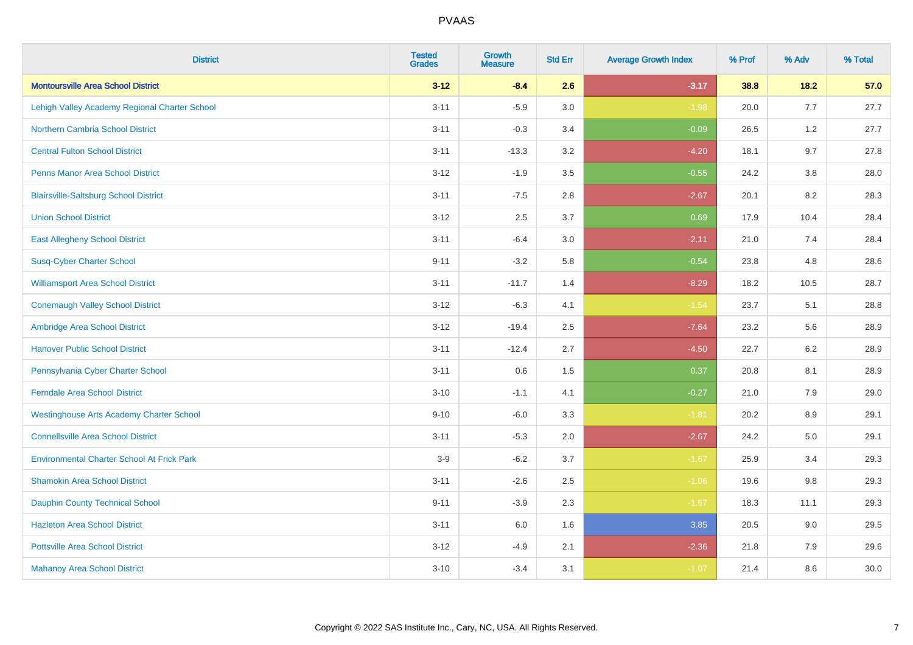# PVAAS

| District | Tested Grades | Growth Measure | Std Err | Average Growth Index | % Prof | % Adv | % Total |
|---|---|---|---|---|---|---|---|
| **Montoursville Area School District** | **3-12** | **-8.4** | **2.6** | **-3.17** | **38.8** | **18.2** | **57.0** |
| Lehigh Valley Academy Regional Charter School | 3-11 | -5.9 | 3.0 | -1.98 | 20.0 | 7.7 | 27.7 |
| Northern Cambria School District | 3-11 | -0.3 | 3.4 | -0.09 | 26.5 | 1.2 | 27.7 |
| Central Fulton School District | 3-11 | -13.3 | 3.2 | -4.20 | 18.1 | 9.7 | 27.8 |
| Penns Manor Area School District | 3-12 | -1.9 | 3.5 | -0.55 | 24.2 | 3.8 | 28.0 |
| Blairsville-Saltsburg School District | 3-11 | -7.5 | 2.8 | -2.67 | 20.1 | 8.2 | 28.3 |
| Union School District | 3-12 | 2.5 | 3.7 | 0.69 | 17.9 | 10.4 | 28.4 |
| East Allegheny School District | 3-11 | -6.4 | 3.0 | -2.11 | 21.0 | 7.4 | 28.4 |
| Susq-Cyber Charter School | 9-11 | -3.2 | 5.8 | -0.54 | 23.8 | 4.8 | 28.6 |
| Williamsport Area School District | 3-11 | -11.7 | 1.4 | -8.29 | 18.2 | 10.5 | 28.7 |
| Conemaugh Valley School District | 3-12 | -6.3 | 4.1 | -1.54 | 23.7 | 5.1 | 28.8 |
| Ambridge Area School District | 3-12 | -19.4 | 2.5 | -7.64 | 23.2 | 5.6 | 28.9 |
| Hanover Public School District | 3-11 | -12.4 | 2.7 | -4.50 | 22.7 | 6.2 | 28.9 |
| Pennsylvania Cyber Charter School | 3-11 | 0.6 | 1.5 | 0.37 | 20.8 | 8.1 | 28.9 |
| Ferndale Area School District | 3-10 | -1.1 | 4.1 | -0.27 | 21.0 | 7.9 | 29.0 |
| Westinghouse Arts Academy Charter School | 9-10 | -6.0 | 3.3 | -1.81 | 20.2 | 8.9 | 29.1 |
| Connellsville Area School District | 3-11 | -5.3 | 2.0 | -2.67 | 24.2 | 5.0 | 29.1 |
| Environmental Charter School At Frick Park | 3-9 | -6.2 | 3.7 | -1.67 | 25.9 | 3.4 | 29.3 |
| Shamokin Area School District | 3-11 | -2.6 | 2.5 | -1.06 | 19.6 | 9.8 | 29.3 |
| Dauphin County Technical School | 9-11 | -3.9 | 2.3 | -1.67 | 18.3 | 11.1 | 29.3 |
| Hazleton Area School District | 3-11 | 6.0 | 1.6 | 3.85 | 20.5 | 9.0 | 29.5 |
| Pottsville Area School District | 3-12 | -4.9 | 2.1 | -2.36 | 21.8 | 7.9 | 29.6 |
| Mahanoy Area School District | 3-10 | -3.4 | 3.1 | -1.07 | 21.4 | 8.6 | 30.0 |

Copyright © 2022 SAS Institute Inc., Cary, NC, USA. All Rights Reserved.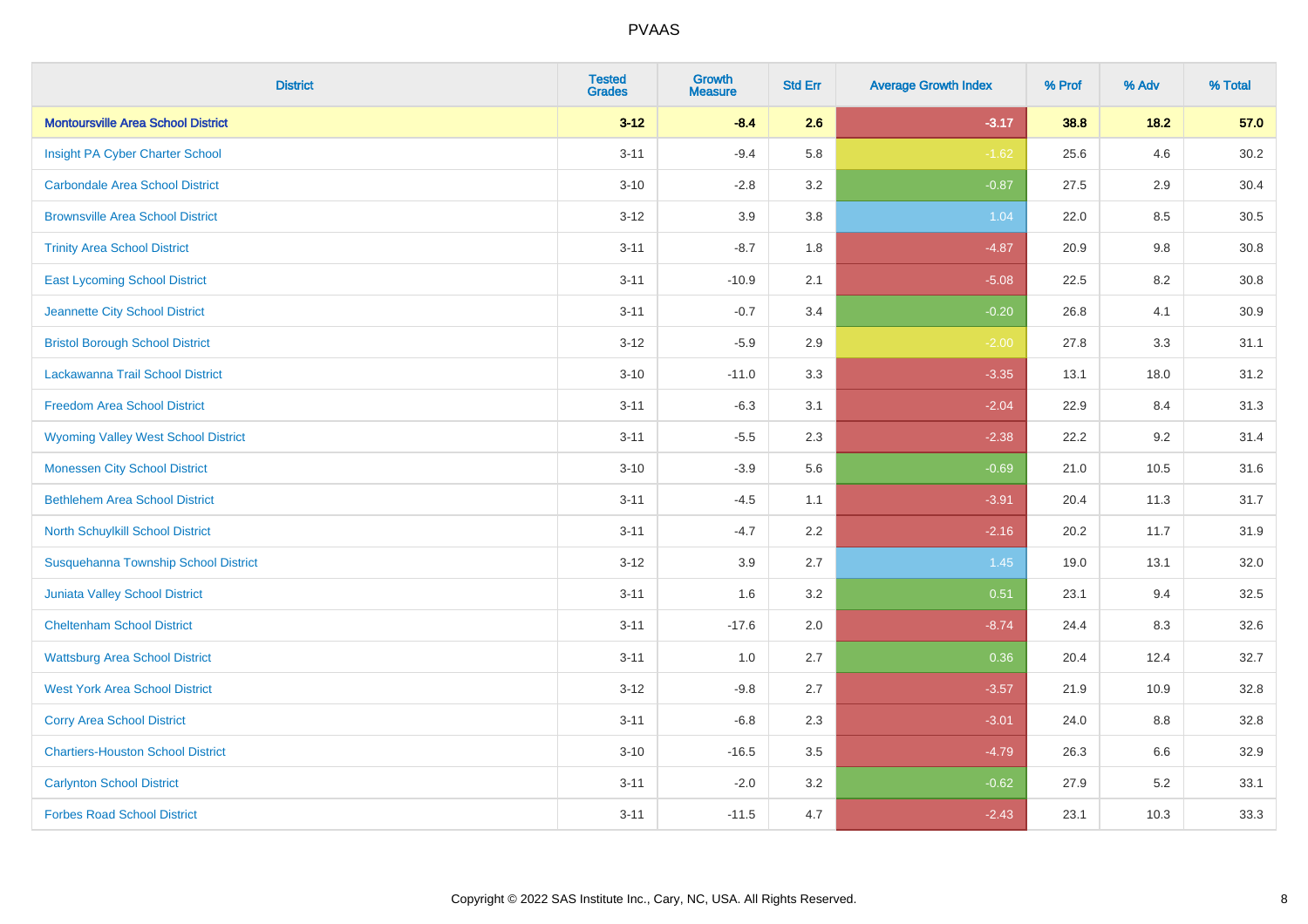| District | Tested Grades | Growth Measure | Std Err | Average Growth Index | % Prof | % Adv | % Total |
|---|---|---|---|---|---|---|---|
| **Montoursville Area School District** | **3-12** | **-8.4** | **2.6** | **-3.17** | **38.8** | **18.2** | **57.0** |
| Insight PA Cyber Charter School | 3-11 | -9.4 | 5.8 | -1.62 | 25.6 | 4.6 | 30.2 |
| Carbondale Area School District | 3-10 | -2.8 | 3.2 | -0.87 | 27.5 | 2.9 | 30.4 |
| Brownsville Area School District | 3-12 | 3.9 | 3.8 | 1.04 | 22.0 | 8.5 | 30.5 |
| Trinity Area School District | 3-11 | -8.7 | 1.8 | -4.87 | 20.9 | 9.8 | 30.8 |
| East Lycoming School District | 3-11 | -10.9 | 2.1 | -5.08 | 22.5 | 8.2 | 30.8 |
| Jeannette City School District | 3-11 | -0.7 | 3.4 | -0.20 | 26.8 | 4.1 | 30.9 |
| Bristol Borough School District | 3-12 | -5.9 | 2.9 | -2.00 | 27.8 | 3.3 | 31.1 |
| Lackawanna Trail School District | 3-10 | -11.0 | 3.3 | -3.35 | 13.1 | 18.0 | 31.2 |
| Freedom Area School District | 3-11 | -6.3 | 3.1 | -2.04 | 22.9 | 8.4 | 31.3 |
| Wyoming Valley West School District | 3-11 | -5.5 | 2.3 | -2.38 | 22.2 | 9.2 | 31.4 |
| Monessen City School District | 3-10 | -3.9 | 5.6 | -0.69 | 21.0 | 10.5 | 31.6 |
| Bethlehem Area School District | 3-11 | -4.5 | 1.1 | -3.91 | 20.4 | 11.3 | 31.7 |
| North Schuylkill School District | 3-11 | -4.7 | 2.2 | -2.16 | 20.2 | 11.7 | 31.9 |
| Susquehanna Township School District | 3-12 | 3.9 | 2.7 | 1.45 | 19.0 | 13.1 | 32.0 |
| Juniata Valley School District | 3-11 | 1.6 | 3.2 | 0.51 | 23.1 | 9.4 | 32.5 |
| Cheltenham School District | 3-11 | -17.6 | 2.0 | -8.74 | 24.4 | 8.3 | 32.6 |
| Wattsburg Area School District | 3-11 | 1.0 | 2.7 | 0.36 | 20.4 | 12.4 | 32.7 |
| West York Area School District | 3-12 | -9.8 | 2.7 | -3.57 | 21.9 | 10.9 | 32.8 |
| Corry Area School District | 3-11 | -6.8 | 2.3 | -3.01 | 24.0 | 8.8 | 32.8 |
| Chartiers-Houston School District | 3-10 | -16.5 | 3.5 | -4.79 | 26.3 | 6.6 | 32.9 |
| Carlynton School District | 3-11 | -2.0 | 3.2 | -0.62 | 27.9 | 5.2 | 33.1 |
| Forbes Road School District | 3-11 | -11.5 | 4.7 | -2.43 | 23.1 | 10.3 | 33.3 |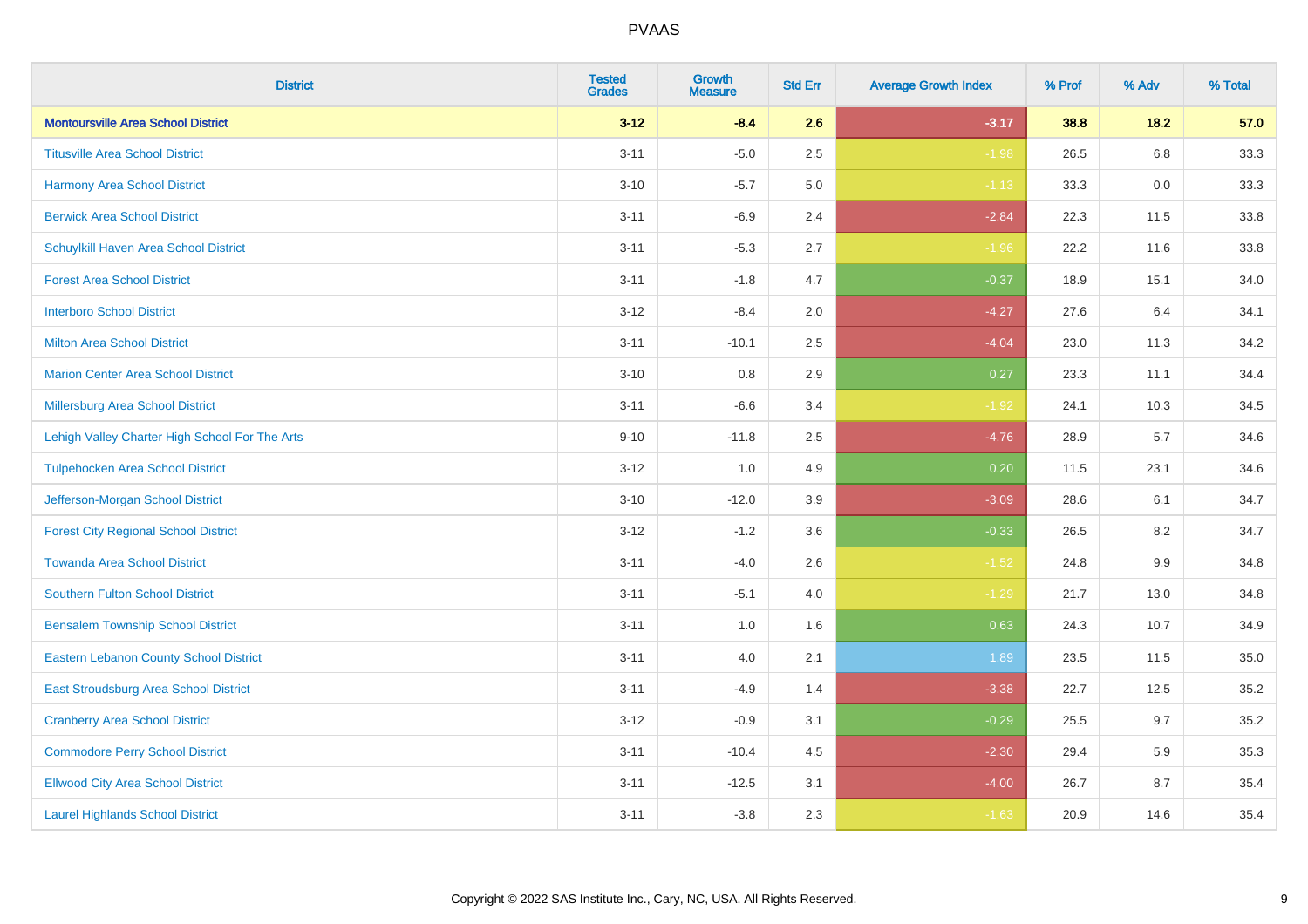# PVAAS

| District | Tested Grades | Growth Measure | Std Err | Average Growth Index | % Prof | % Adv | % Total |
|---|---|---|---|---|---|---|---|
| **Montoursville Area School District** | **3-12** | **-8.4** | **2.6** | **-3.17** | **38.8** | **18.2** | **57.0** |
| Titusville Area School District | 3-11 | -5.0 | 2.5 | -1.98 | 26.5 | 6.8 | 33.3 |
| Harmony Area School District | 3-10 | -5.7 | 5.0 | -1.13 | 33.3 | 0.0 | 33.3 |
| Berwick Area School District | 3-11 | -6.9 | 2.4 | -2.84 | 22.3 | 11.5 | 33.8 |
| Schuylkill Haven Area School District | 3-11 | -5.3 | 2.7 | -1.96 | 22.2 | 11.6 | 33.8 |
| Forest Area School District | 3-11 | -1.8 | 4.7 | -0.37 | 18.9 | 15.1 | 34.0 |
| Interboro School District | 3-12 | -8.4 | 2.0 | -4.27 | 27.6 | 6.4 | 34.1 |
| Milton Area School District | 3-11 | -10.1 | 2.5 | -4.04 | 23.0 | 11.3 | 34.2 |
| Marion Center Area School District | 3-10 | 0.8 | 2.9 | 0.27 | 23.3 | 11.1 | 34.4 |
| Millersburg Area School District | 3-11 | -6.6 | 3.4 | -1.92 | 24.1 | 10.3 | 34.5 |
| Lehigh Valley Charter High School For The Arts | 9-10 | -11.8 | 2.5 | -4.76 | 28.9 | 5.7 | 34.6 |
| Tulpehocken Area School District | 3-12 | 1.0 | 4.9 | 0.20 | 11.5 | 23.1 | 34.6 |
| Jefferson-Morgan School District | 3-10 | -12.0 | 3.9 | -3.09 | 28.6 | 6.1 | 34.7 |
| Forest City Regional School District | 3-12 | -1.2 | 3.6 | -0.33 | 26.5 | 8.2 | 34.7 |
| Towanda Area School District | 3-11 | -4.0 | 2.6 | -1.52 | 24.8 | 9.9 | 34.8 |
| Southern Fulton School District | 3-11 | -5.1 | 4.0 | -1.29 | 21.7 | 13.0 | 34.8 |
| Bensalem Township School District | 3-11 | 1.0 | 1.6 | 0.63 | 24.3 | 10.7 | 34.9 |
| Eastern Lebanon County School District | 3-11 | 4.0 | 2.1 | 1.89 | 23.5 | 11.5 | 35.0 |
| East Stroudsburg Area School District | 3-11 | -4.9 | 1.4 | -3.38 | 22.7 | 12.5 | 35.2 |
| Cranberry Area School District | 3-12 | -0.9 | 3.1 | -0.29 | 25.5 | 9.7 | 35.2 |
| Commodore Perry School District | 3-11 | -10.4 | 4.5 | -2.30 | 29.4 | 5.9 | 35.3 |
| Ellwood City Area School District | 3-11 | -12.5 | 3.1 | -4.00 | 26.7 | 8.7 | 35.4 |
| Laurel Highlands School District | 3-11 | -3.8 | 2.3 | -1.63 | 20.9 | 14.6 | 35.4 |

Copyright © 2022 SAS Institute Inc., Cary, NC, USA. All Rights Reserved.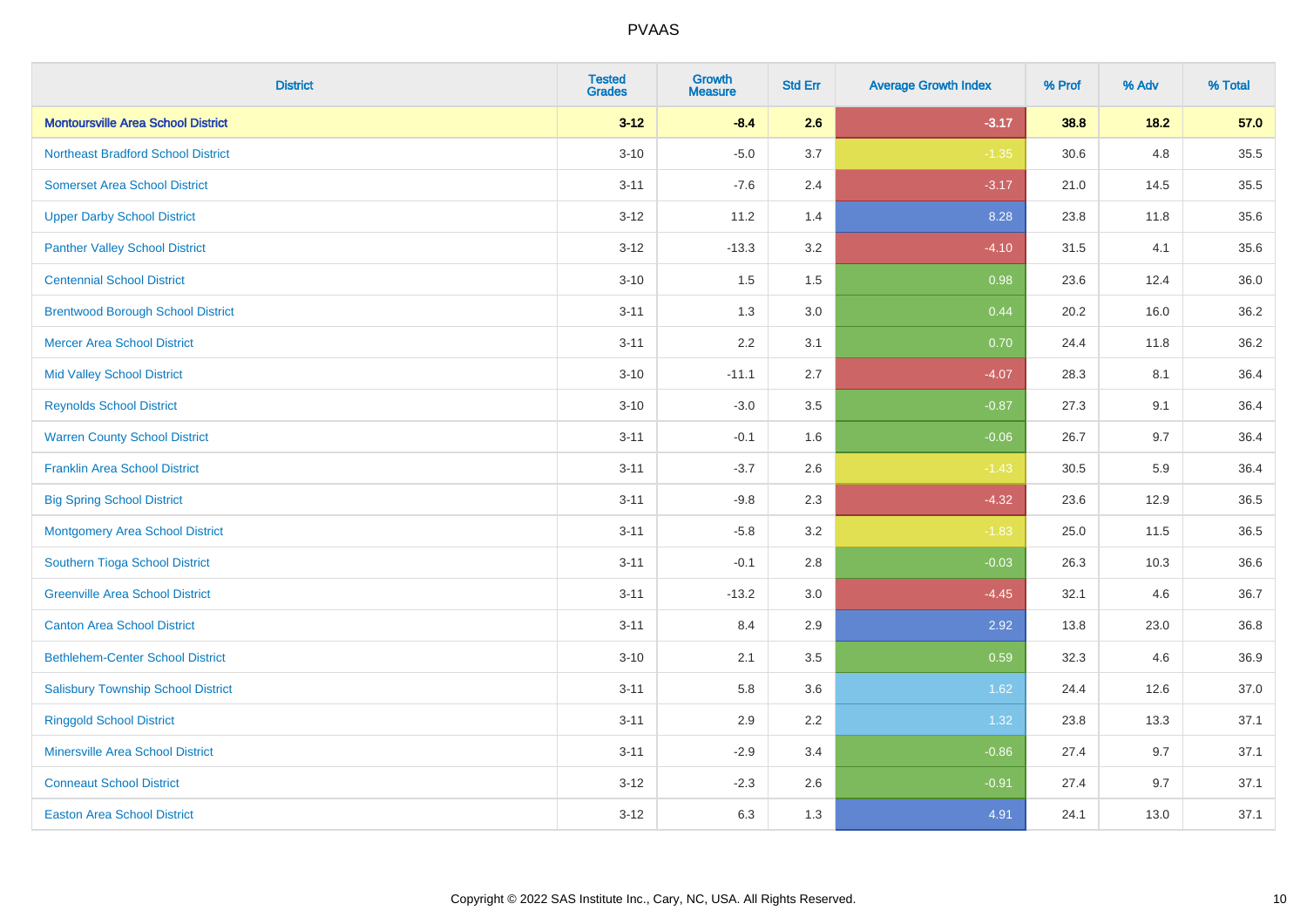| District | Tested Grades | Growth Measure | Std Err | Average Growth Index | % Prof | % Adv | % Total |
|---|---|---|---|---|---|---|---|
| **Montoursville Area School District** | **3-12** | **-8.4** | **2.6** | **-3.17** | **38.8** | **18.2** | **57.0** |
| Northeast Bradford School District | 3-10 | -5.0 | 3.7 | -1.35 | 30.6 | 4.8 | 35.5 |
| Somerset Area School District | 3-11 | -7.6 | 2.4 | -3.17 | 21.0 | 14.5 | 35.5 |
| Upper Darby School District | 3-12 | 11.2 | 1.4 | 8.28 | 23.8 | 11.8 | 35.6 |
| Panther Valley School District | 3-12 | -13.3 | 3.2 | -4.10 | 31.5 | 4.1 | 35.6 |
| Centennial School District | 3-10 | 1.5 | 1.5 | 0.98 | 23.6 | 12.4 | 36.0 |
| Brentwood Borough School District | 3-11 | 1.3 | 3.0 | 0.44 | 20.2 | 16.0 | 36.2 |
| Mercer Area School District | 3-11 | 2.2 | 3.1 | 0.70 | 24.4 | 11.8 | 36.2 |
| Mid Valley School District | 3-10 | -11.1 | 2.7 | -4.07 | 28.3 | 8.1 | 36.4 |
| Reynolds School District | 3-10 | -3.0 | 3.5 | -0.87 | 27.3 | 9.1 | 36.4 |
| Warren County School District | 3-11 | -0.1 | 1.6 | -0.06 | 26.7 | 9.7 | 36.4 |
| Franklin Area School District | 3-11 | -3.7 | 2.6 | -1.43 | 30.5 | 5.9 | 36.4 |
| Big Spring School District | 3-11 | -9.8 | 2.3 | -4.32 | 23.6 | 12.9 | 36.5 |
| Montgomery Area School District | 3-11 | -5.8 | 3.2 | -1.83 | 25.0 | 11.5 | 36.5 |
| Southern Tioga School District | 3-11 | -0.1 | 2.8 | -0.03 | 26.3 | 10.3 | 36.6 |
| Greenville Area School District | 3-11 | -13.2 | 3.0 | -4.45 | 32.1 | 4.6 | 36.7 |
| Canton Area School District | 3-11 | 8.4 | 2.9 | 2.92 | 13.8 | 23.0 | 36.8 |
| Bethlehem-Center School District | 3-10 | 2.1 | 3.5 | 0.59 | 32.3 | 4.6 | 36.9 |
| Salisbury Township School District | 3-11 | 5.8 | 3.6 | 1.62 | 24.4 | 12.6 | 37.0 |
| Ringgold School District | 3-11 | 2.9 | 2.2 | 1.32 | 23.8 | 13.3 | 37.1 |
| Minersville Area School District | 3-11 | -2.9 | 3.4 | -0.86 | 27.4 | 9.7 | 37.1 |
| Conneaut School District | 3-12 | -2.3 | 2.6 | -0.91 | 27.4 | 9.7 | 37.1 |
| Easton Area School District | 3-12 | 6.3 | 1.3 | 4.91 | 24.1 | 13.0 | 37.1 |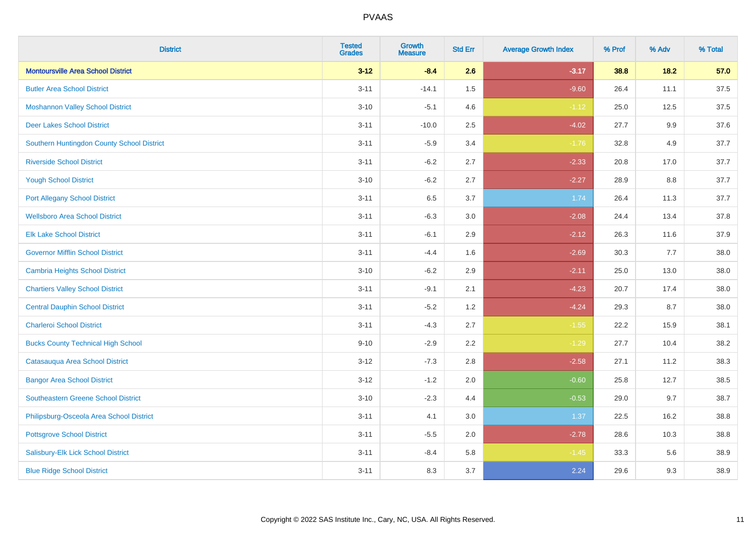# PVAAS

| District | Tested Grades | Growth Measure | Std Err | Average Growth Index | % Prof | % Adv | % Total |
|---|---|---|---|---|---|---|---|
| **Montoursville Area School District** | **3-12** | **-8.4** | **2.6** | **-3.17** | **38.8** | **18.2** | **57.0** |
| Butler Area School District | 3-11 | -14.1 | 1.5 | -9.60 | 26.4 | 11.1 | 37.5 |
| Moshannon Valley School District | 3-10 | -5.1 | 4.6 | -1.12 | 25.0 | 12.5 | 37.5 |
| Deer Lakes School District | 3-11 | -10.0 | 2.5 | -4.02 | 27.7 | 9.9 | 37.6 |
| Southern Huntingdon County School District | 3-11 | -5.9 | 3.4 | -1.76 | 32.8 | 4.9 | 37.7 |
| Riverside School District | 3-11 | -6.2 | 2.7 | -2.33 | 20.8 | 17.0 | 37.7 |
| Yough School District | 3-10 | -6.2 | 2.7 | -2.27 | 28.9 | 8.8 | 37.7 |
| Port Allegany School District | 3-11 | 6.5 | 3.7 | 1.74 | 26.4 | 11.3 | 37.7 |
| Wellsboro Area School District | 3-11 | -6.3 | 3.0 | -2.08 | 24.4 | 13.4 | 37.8 |
| Elk Lake School District | 3-11 | -6.1 | 2.9 | -2.12 | 26.3 | 11.6 | 37.9 |
| Governor Mifflin School District | 3-11 | -4.4 | 1.6 | -2.69 | 30.3 | 7.7 | 38.0 |
| Cambria Heights School District | 3-10 | -6.2 | 2.9 | -2.11 | 25.0 | 13.0 | 38.0 |
| Chartiers Valley School District | 3-11 | -9.1 | 2.1 | -4.23 | 20.7 | 17.4 | 38.0 |
| Central Dauphin School District | 3-11 | -5.2 | 1.2 | -4.24 | 29.3 | 8.7 | 38.0 |
| Charleroi School District | 3-11 | -4.3 | 2.7 | -1.55 | 22.2 | 15.9 | 38.1 |
| Bucks County Technical High School | 9-10 | -2.9 | 2.2 | -1.29 | 27.7 | 10.4 | 38.2 |
| Catasauqua Area School District | 3-12 | -7.3 | 2.8 | -2.58 | 27.1 | 11.2 | 38.3 |
| Bangor Area School District | 3-12 | -1.2 | 2.0 | -0.60 | 25.8 | 12.7 | 38.5 |
| Southeastern Greene School District | 3-10 | -2.3 | 4.4 | -0.53 | 29.0 | 9.7 | 38.7 |
| Philipsburg-Osceola Area School District | 3-11 | 4.1 | 3.0 | 1.37 | 22.5 | 16.2 | 38.8 |
| Pottsgrove School District | 3-11 | -5.5 | 2.0 | -2.78 | 28.6 | 10.3 | 38.8 |
| Salisbury-Elk Lick School District | 3-11 | -8.4 | 5.8 | -1.45 | 33.3 | 5.6 | 38.9 |
| Blue Ridge School District | 3-11 | 8.3 | 3.7 | 2.24 | 29.6 | 9.3 | 38.9 |

Copyright © 2022 SAS Institute Inc., Cary, NC, USA. All Rights Reserved.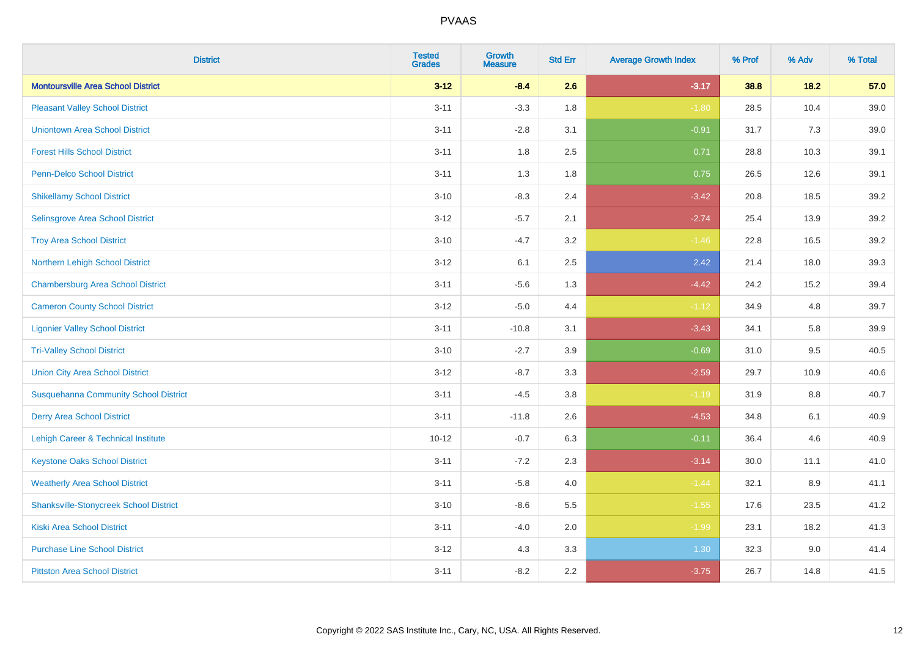# PVAAS

| District | Tested Grades | Growth Measure | Std Err | Average Growth Index | % Prof | % Adv | % Total |
|---|---|---|---|---|---|---|---|
| **Montoursville Area School District** | **3-12** | **-8.4** | **2.6** | **-3.17** | **38.8** | **18.2** | **57.0** |
| Pleasant Valley School District | 3-11 | -3.3 | 1.8 | -1.80 | 28.5 | 10.4 | 39.0 |
| Uniontown Area School District | 3-11 | -2.8 | 3.1 | -0.91 | 31.7 | 7.3 | 39.0 |
| Forest Hills School District | 3-11 | 1.8 | 2.5 | 0.71 | 28.8 | 10.3 | 39.1 |
| Penn-Delco School District | 3-11 | 1.3 | 1.8 | 0.75 | 26.5 | 12.6 | 39.1 |
| Shikellamy School District | 3-10 | -8.3 | 2.4 | -3.42 | 20.8 | 18.5 | 39.2 |
| Selinsgrove Area School District | 3-12 | -5.7 | 2.1 | -2.74 | 25.4 | 13.9 | 39.2 |
| Troy Area School District | 3-10 | -4.7 | 3.2 | -1.46 | 22.8 | 16.5 | 39.2 |
| Northern Lehigh School District | 3-12 | 6.1 | 2.5 | 2.42 | 21.4 | 18.0 | 39.3 |
| Chambersburg Area School District | 3-11 | -5.6 | 1.3 | -4.42 | 24.2 | 15.2 | 39.4 |
| Cameron County School District | 3-12 | -5.0 | 4.4 | -1.12 | 34.9 | 4.8 | 39.7 |
| Ligonier Valley School District | 3-11 | -10.8 | 3.1 | -3.43 | 34.1 | 5.8 | 39.9 |
| Tri-Valley School District | 3-10 | -2.7 | 3.9 | -0.69 | 31.0 | 9.5 | 40.5 |
| Union City Area School District | 3-12 | -8.7 | 3.3 | -2.59 | 29.7 | 10.9 | 40.6 |
| Susquehanna Community School District | 3-11 | -4.5 | 3.8 | -1.19 | 31.9 | 8.8 | 40.7 |
| Derry Area School District | 3-11 | -11.8 | 2.6 | -4.53 | 34.8 | 6.1 | 40.9 |
| Lehigh Career & Technical Institute | 10-12 | -0.7 | 6.3 | -0.11 | 36.4 | 4.6 | 40.9 |
| Keystone Oaks School District | 3-11 | -7.2 | 2.3 | -3.14 | 30.0 | 11.1 | 41.0 |
| Weatherly Area School District | 3-11 | -5.8 | 4.0 | -1.44 | 32.1 | 8.9 | 41.1 |
| Shanksville-Stonycreek School District | 3-10 | -8.6 | 5.5 | -1.55 | 17.6 | 23.5 | 41.2 |
| Kiski Area School District | 3-11 | -4.0 | 2.0 | -1.99 | 23.1 | 18.2 | 41.3 |
| Purchase Line School District | 3-12 | 4.3 | 3.3 | 1.30 | 32.3 | 9.0 | 41.4 |
| Pittston Area School District | 3-11 | -8.2 | 2.2 | -3.75 | 26.7 | 14.8 | 41.5 |

Copyright © 2022 SAS Institute Inc., Cary, NC, USA. All Rights Reserved.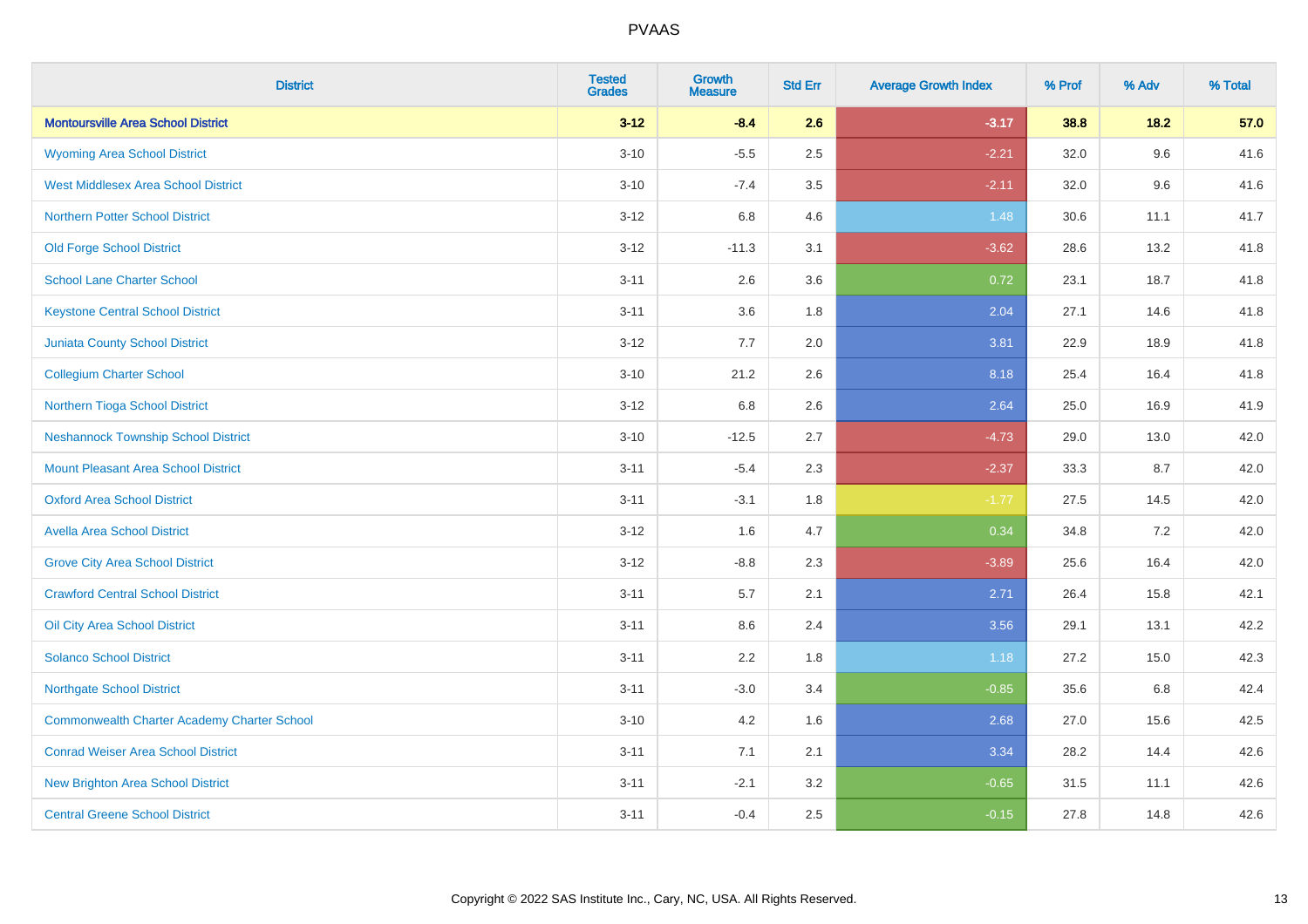# PVAAS

| District | Tested Grades | Growth Measure | Std Err | Average Growth Index | % Prof | % Adv | % Total |
|---|---|---|---|---|---|---|---|
| **Montoursville Area School District** | **3-12** | **-8.4** | **2.6** | **-3.17** | **38.8** | **18.2** | **57.0** |
| Wyoming Area School District | 3-10 | -5.5 | 2.5 | -2.21 | 32.0 | 9.6 | 41.6 |
| West Middlesex Area School District | 3-10 | -7.4 | 3.5 | -2.11 | 32.0 | 9.6 | 41.6 |
| Northern Potter School District | 3-12 | 6.8 | 4.6 | 1.48 | 30.6 | 11.1 | 41.7 |
| Old Forge School District | 3-12 | -11.3 | 3.1 | -3.62 | 28.6 | 13.2 | 41.8 |
| School Lane Charter School | 3-11 | 2.6 | 3.6 | 0.72 | 23.1 | 18.7 | 41.8 |
| Keystone Central School District | 3-11 | 3.6 | 1.8 | 2.04 | 27.1 | 14.6 | 41.8 |
| Juniata County School District | 3-12 | 7.7 | 2.0 | 3.81 | 22.9 | 18.9 | 41.8 |
| Collegium Charter School | 3-10 | 21.2 | 2.6 | 8.18 | 25.4 | 16.4 | 41.8 |
| Northern Tioga School District | 3-12 | 6.8 | 2.6 | 2.64 | 25.0 | 16.9 | 41.9 |
| Neshannock Township School District | 3-10 | -12.5 | 2.7 | -4.73 | 29.0 | 13.0 | 42.0 |
| Mount Pleasant Area School District | 3-11 | -5.4 | 2.3 | -2.37 | 33.3 | 8.7 | 42.0 |
| Oxford Area School District | 3-11 | -3.1 | 1.8 | -1.77 | 27.5 | 14.5 | 42.0 |
| Avella Area School District | 3-12 | 1.6 | 4.7 | 0.34 | 34.8 | 7.2 | 42.0 |
| Grove City Area School District | 3-12 | -8.8 | 2.3 | -3.89 | 25.6 | 16.4 | 42.0 |
| Crawford Central School District | 3-11 | 5.7 | 2.1 | 2.71 | 26.4 | 15.8 | 42.1 |
| Oil City Area School District | 3-11 | 8.6 | 2.4 | 3.56 | 29.1 | 13.1 | 42.2 |
| Solanco School District | 3-11 | 2.2 | 1.8 | 1.18 | 27.2 | 15.0 | 42.3 |
| Northgate School District | 3-11 | -3.0 | 3.4 | -0.85 | 35.6 | 6.8 | 42.4 |
| Commonwealth Charter Academy Charter School | 3-10 | 4.2 | 1.6 | 2.68 | 27.0 | 15.6 | 42.5 |
| Conrad Weiser Area School District | 3-11 | 7.1 | 2.1 | 3.34 | 28.2 | 14.4 | 42.6 |
| New Brighton Area School District | 3-11 | -2.1 | 3.2 | -0.65 | 31.5 | 11.1 | 42.6 |
| Central Greene School District | 3-11 | -0.4 | 2.5 | -0.15 | 27.8 | 14.8 | 42.6 |

Copyright © 2022 SAS Institute Inc., Cary, NC, USA. All Rights Reserved.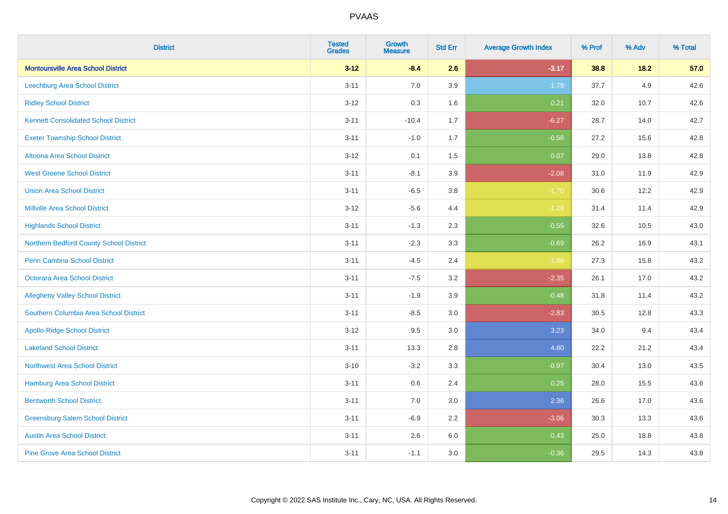# PVAAS

| District | Tested Grades | Growth Measure | Std Err | Average Growth Index | % Prof | % Adv | % Total |
|---|---|---|---|---|---|---|---|
| **Montoursville Area School District** | **3-12** | **-8.4** | **2.6** | **-3.17** | **38.8** | **18.2** | **57.0** |
| Leechburg Area School District | 3-11 | 7.0 | 3.9 | 1.79 | 37.7 | 4.9 | 42.6 |
| Ridley School District | 3-12 | 0.3 | 1.6 | 0.21 | 32.0 | 10.7 | 42.6 |
| Kennett Consolidated School District | 3-11 | -10.4 | 1.7 | -6.27 | 28.7 | 14.0 | 42.7 |
| Exeter Township School District | 3-11 | -1.0 | 1.7 | -0.58 | 27.2 | 15.6 | 42.8 |
| Altoona Area School District | 3-12 | 0.1 | 1.5 | 0.07 | 29.0 | 13.8 | 42.8 |
| West Greene School District | 3-11 | -8.1 | 3.9 | -2.08 | 31.0 | 11.9 | 42.9 |
| Union Area School District | 3-11 | -6.5 | 3.8 | -1.70 | 30.6 | 12.2 | 42.9 |
| Millville Area School District | 3-12 | -5.6 | 4.4 | -1.26 | 31.4 | 11.4 | 42.9 |
| Highlands School District | 3-11 | -1.3 | 2.3 | -0.55 | 32.6 | 10.5 | 43.0 |
| Northern Bedford County School District | 3-11 | -2.3 | 3.3 | -0.69 | 26.2 | 16.9 | 43.1 |
| Penn Cambria School District | 3-11 | -4.5 | 2.4 | -1.86 | 27.3 | 15.8 | 43.2 |
| Octorara Area School District | 3-11 | -7.5 | 3.2 | -2.35 | 26.1 | 17.0 | 43.2 |
| Allegheny Valley School District | 3-11 | -1.9 | 3.9 | -0.48 | 31.8 | 11.4 | 43.2 |
| Southern Columbia Area School District | 3-11 | -8.5 | 3.0 | -2.83 | 30.5 | 12.8 | 43.3 |
| Apollo-Ridge School District | 3-12 | 9.5 | 3.0 | 3.23 | 34.0 | 9.4 | 43.4 |
| Lakeland School District | 3-11 | 13.3 | 2.8 | 4.80 | 22.2 | 21.2 | 43.4 |
| Northwest Area School District | 3-10 | -3.2 | 3.3 | -0.97 | 30.4 | 13.0 | 43.5 |
| Hamburg Area School District | 3-11 | 0.6 | 2.4 | 0.25 | 28.0 | 15.5 | 43.6 |
| Bentworth School District | 3-11 | 7.0 | 3.0 | 2.36 | 26.6 | 17.0 | 43.6 |
| Greensburg Salem School District | 3-11 | -6.9 | 2.2 | -3.06 | 30.3 | 13.3 | 43.6 |
| Austin Area School District | 3-11 | 2.6 | 6.0 | 0.43 | 25.0 | 18.8 | 43.8 |
| Pine Grove Area School District | 3-11 | -1.1 | 3.0 | -0.36 | 29.5 | 14.3 | 43.8 |

Copyright © 2022 SAS Institute Inc., Cary, NC, USA. All Rights Reserved.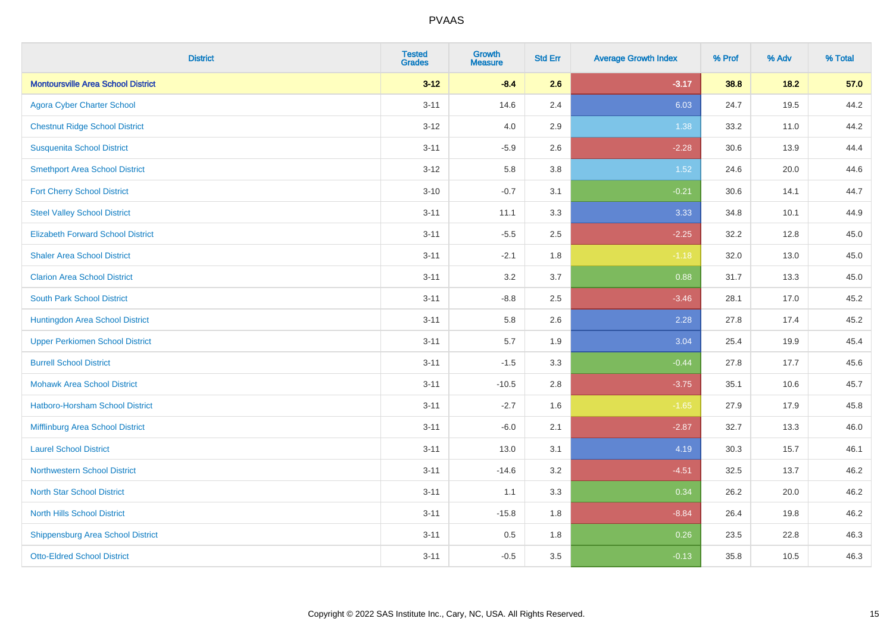| District | Tested Grades | Growth Measure | Std Err | Average Growth Index | % Prof | % Adv | % Total |
|---|---|---|---|---|---|---|---|
| **Montoursville Area School District** | **3-12** | **-8.4** | **2.6** | **-3.17** | **38.8** | **18.2** | **57.0** |
| Agora Cyber Charter School | 3-11 | 14.6 | 2.4 | 6.03 | 24.7 | 19.5 | 44.2 |
| Chestnut Ridge School District | 3-12 | 4.0 | 2.9 | 1.38 | 33.2 | 11.0 | 44.2 |
| Susquenita School District | 3-11 | -5.9 | 2.6 | -2.28 | 30.6 | 13.9 | 44.4 |
| Smethport Area School District | 3-12 | 5.8 | 3.8 | 1.52 | 24.6 | 20.0 | 44.6 |
| Fort Cherry School District | 3-10 | -0.7 | 3.1 | -0.21 | 30.6 | 14.1 | 44.7 |
| Steel Valley School District | 3-11 | 11.1 | 3.3 | 3.33 | 34.8 | 10.1 | 44.9 |
| Elizabeth Forward School District | 3-11 | -5.5 | 2.5 | -2.25 | 32.2 | 12.8 | 45.0 |
| Shaler Area School District | 3-11 | -2.1 | 1.8 | -1.18 | 32.0 | 13.0 | 45.0 |
| Clarion Area School District | 3-11 | 3.2 | 3.7 | 0.88 | 31.7 | 13.3 | 45.0 |
| South Park School District | 3-11 | -8.8 | 2.5 | -3.46 | 28.1 | 17.0 | 45.2 |
| Huntingdon Area School District | 3-11 | 5.8 | 2.6 | 2.28 | 27.8 | 17.4 | 45.2 |
| Upper Perkiomen School District | 3-11 | 5.7 | 1.9 | 3.04 | 25.4 | 19.9 | 45.4 |
| Burrell School District | 3-11 | -1.5 | 3.3 | -0.44 | 27.8 | 17.7 | 45.6 |
| Mohawk Area School District | 3-11 | -10.5 | 2.8 | -3.75 | 35.1 | 10.6 | 45.7 |
| Hatboro-Horsham School District | 3-11 | -2.7 | 1.6 | -1.65 | 27.9 | 17.9 | 45.8 |
| Mifflinburg Area School District | 3-11 | -6.0 | 2.1 | -2.87 | 32.7 | 13.3 | 46.0 |
| Laurel School District | 3-11 | 13.0 | 3.1 | 4.19 | 30.3 | 15.7 | 46.1 |
| Northwestern School District | 3-11 | -14.6 | 3.2 | -4.51 | 32.5 | 13.7 | 46.2 |
| North Star School District | 3-11 | 1.1 | 3.3 | 0.34 | 26.2 | 20.0 | 46.2 |
| North Hills School District | 3-11 | -15.8 | 1.8 | -8.84 | 26.4 | 19.8 | 46.2 |
| Shippensburg Area School District | 3-11 | 0.5 | 1.8 | 0.26 | 23.5 | 22.8 | 46.3 |
| Otto-Eldred School District | 3-11 | -0.5 | 3.5 | -0.13 | 35.8 | 10.5 | 46.3 |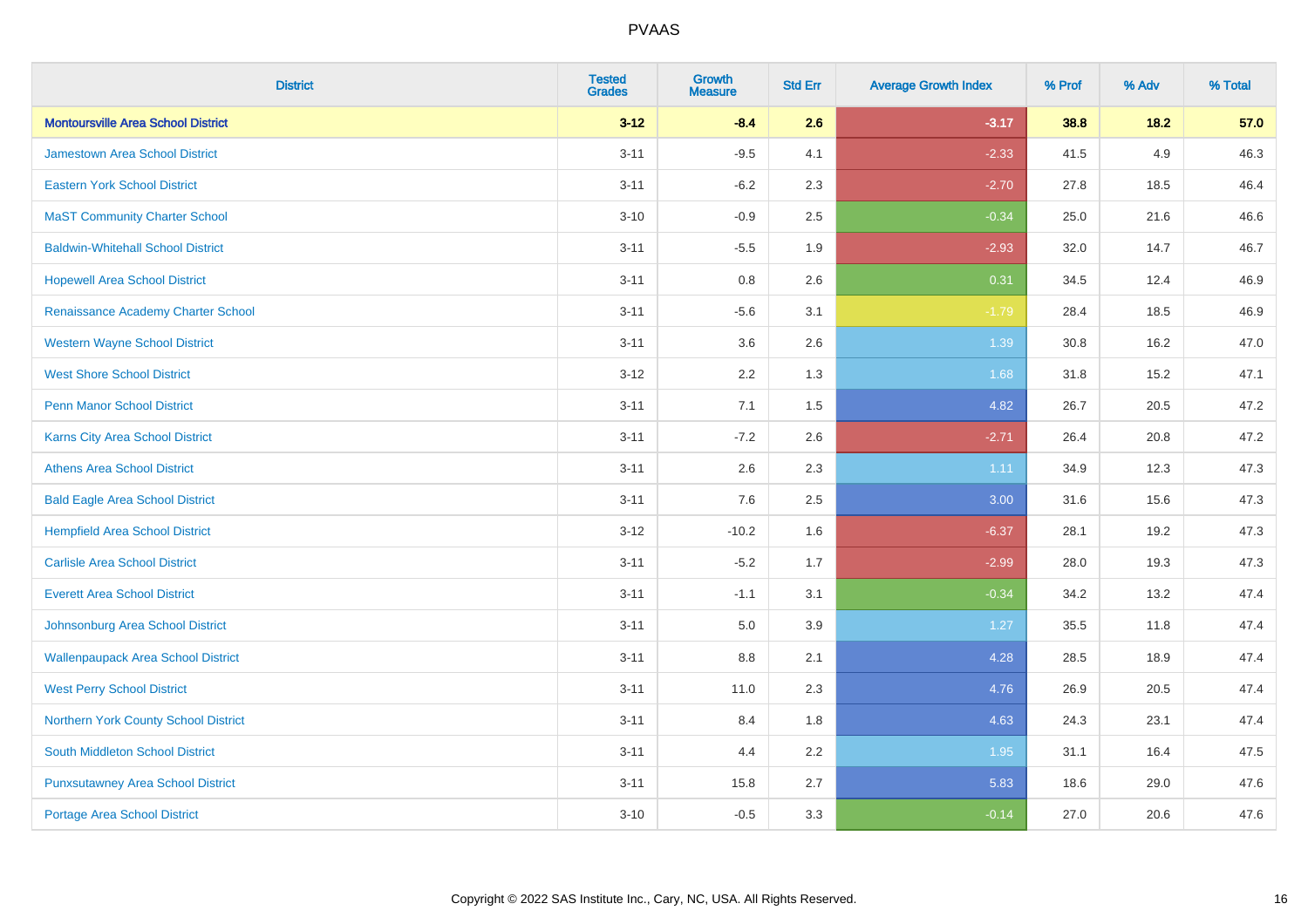# PVAAS

| District | Tested Grades | Growth Measure | Std Err | Average Growth Index | % Prof | % Adv | % Total |
|---|---|---|---|---|---|---|---|
| **Montoursville Area School District** | **3-12** | **-8.4** | **2.6** | **-3.17** | **38.8** | **18.2** | **57.0** |
| Jamestown Area School District | 3-11 | -9.5 | 4.1 | -2.33 | 41.5 | 4.9 | 46.3 |
| Eastern York School District | 3-11 | -6.2 | 2.3 | -2.70 | 27.8 | 18.5 | 46.4 |
| MaST Community Charter School | 3-10 | -0.9 | 2.5 | -0.34 | 25.0 | 21.6 | 46.6 |
| Baldwin-Whitehall School District | 3-11 | -5.5 | 1.9 | -2.93 | 32.0 | 14.7 | 46.7 |
| Hopewell Area School District | 3-11 | 0.8 | 2.6 | 0.31 | 34.5 | 12.4 | 46.9 |
| Renaissance Academy Charter School | 3-11 | -5.6 | 3.1 | -1.79 | 28.4 | 18.5 | 46.9 |
| Western Wayne School District | 3-11 | 3.6 | 2.6 | 1.39 | 30.8 | 16.2 | 47.0 |
| West Shore School District | 3-12 | 2.2 | 1.3 | 1.68 | 31.8 | 15.2 | 47.1 |
| Penn Manor School District | 3-11 | 7.1 | 1.5 | 4.82 | 26.7 | 20.5 | 47.2 |
| Karns City Area School District | 3-11 | -7.2 | 2.6 | -2.71 | 26.4 | 20.8 | 47.2 |
| Athens Area School District | 3-11 | 2.6 | 2.3 | 1.11 | 34.9 | 12.3 | 47.3 |
| Bald Eagle Area School District | 3-11 | 7.6 | 2.5 | 3.00 | 31.6 | 15.6 | 47.3 |
| Hempfield Area School District | 3-12 | -10.2 | 1.6 | -6.37 | 28.1 | 19.2 | 47.3 |
| Carlisle Area School District | 3-11 | -5.2 | 1.7 | -2.99 | 28.0 | 19.3 | 47.3 |
| Everett Area School District | 3-11 | -1.1 | 3.1 | -0.34 | 34.2 | 13.2 | 47.4 |
| Johnsonburg Area School District | 3-11 | 5.0 | 3.9 | 1.27 | 35.5 | 11.8 | 47.4 |
| Wallenpaupack Area School District | 3-11 | 8.8 | 2.1 | 4.28 | 28.5 | 18.9 | 47.4 |
| West Perry School District | 3-11 | 11.0 | 2.3 | 4.76 | 26.9 | 20.5 | 47.4 |
| Northern York County School District | 3-11 | 8.4 | 1.8 | 4.63 | 24.3 | 23.1 | 47.4 |
| South Middleton School District | 3-11 | 4.4 | 2.2 | 1.95 | 31.1 | 16.4 | 47.5 |
| Punxsutawney Area School District | 3-11 | 15.8 | 2.7 | 5.83 | 18.6 | 29.0 | 47.6 |
| Portage Area School District | 3-10 | -0.5 | 3.3 | -0.14 | 27.0 | 20.6 | 47.6 |

Copyright © 2022 SAS Institute Inc., Cary, NC, USA. All Rights Reserved.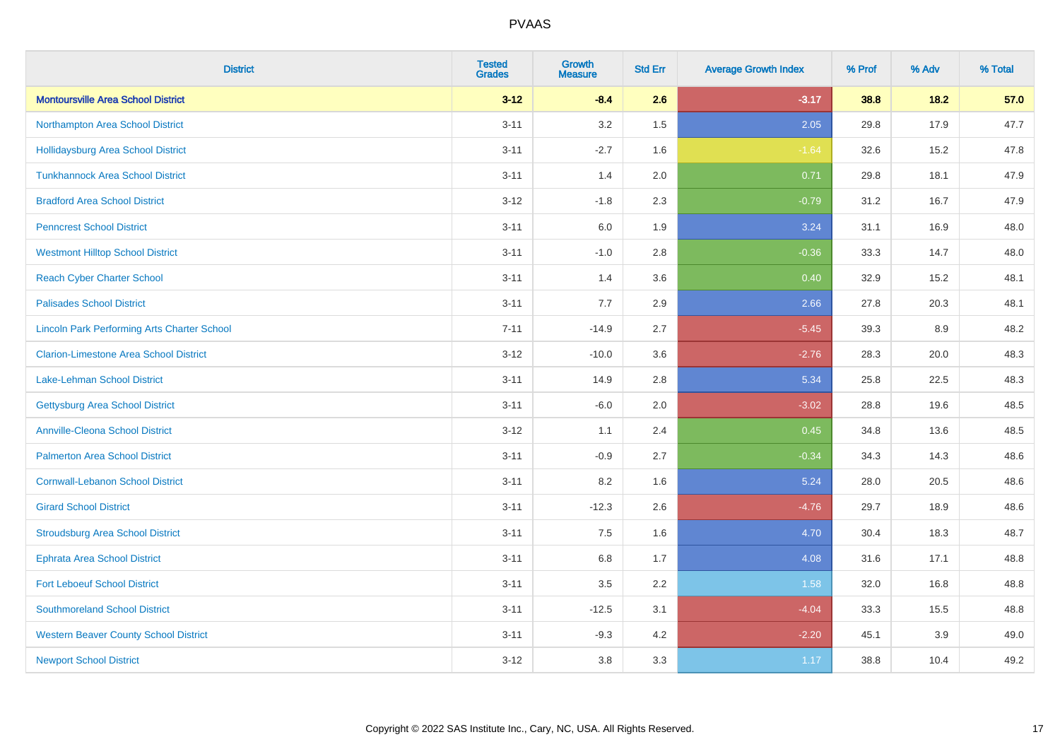| District | Tested Grades | Growth Measure | Std Err | Average Growth Index | % Prof | % Adv | % Total |
|---|---|---|---|---|---|---|---|
| **Montoursville Area School District** | **3-12** | **-8.4** | **2.6** | **-3.17** | **38.8** | **18.2** | **57.0** |
| Northampton Area School District | 3-11 | 3.2 | 1.5 | 2.05 | 29.8 | 17.9 | 47.7 |
| Hollidaysburg Area School District | 3-11 | -2.7 | 1.6 | -1.64 | 32.6 | 15.2 | 47.8 |
| Tunkhannock Area School District | 3-11 | 1.4 | 2.0 | 0.71 | 29.8 | 18.1 | 47.9 |
| Bradford Area School District | 3-12 | -1.8 | 2.3 | -0.79 | 31.2 | 16.7 | 47.9 |
| Penncrest School District | 3-11 | 6.0 | 1.9 | 3.24 | 31.1 | 16.9 | 48.0 |
| Westmont Hilltop School District | 3-11 | -1.0 | 2.8 | -0.36 | 33.3 | 14.7 | 48.0 |
| Reach Cyber Charter School | 3-11 | 1.4 | 3.6 | 0.40 | 32.9 | 15.2 | 48.1 |
| Palisades School District | 3-11 | 7.7 | 2.9 | 2.66 | 27.8 | 20.3 | 48.1 |
| Lincoln Park Performing Arts Charter School | 7-11 | -14.9 | 2.7 | -5.45 | 39.3 | 8.9 | 48.2 |
| Clarion-Limestone Area School District | 3-12 | -10.0 | 3.6 | -2.76 | 28.3 | 20.0 | 48.3 |
| Lake-Lehman School District | 3-11 | 14.9 | 2.8 | 5.34 | 25.8 | 22.5 | 48.3 |
| Gettysburg Area School District | 3-11 | -6.0 | 2.0 | -3.02 | 28.8 | 19.6 | 48.5 |
| Annville-Cleona School District | 3-12 | 1.1 | 2.4 | 0.45 | 34.8 | 13.6 | 48.5 |
| Palmerton Area School District | 3-11 | -0.9 | 2.7 | -0.34 | 34.3 | 14.3 | 48.6 |
| Cornwall-Lebanon School District | 3-11 | 8.2 | 1.6 | 5.24 | 28.0 | 20.5 | 48.6 |
| Girard School District | 3-11 | -12.3 | 2.6 | -4.76 | 29.7 | 18.9 | 48.6 |
| Stroudsburg Area School District | 3-11 | 7.5 | 1.6 | 4.70 | 30.4 | 18.3 | 48.7 |
| Ephrata Area School District | 3-11 | 6.8 | 1.7 | 4.08 | 31.6 | 17.1 | 48.8 |
| Fort Leboeuf School District | 3-11 | 3.5 | 2.2 | 1.58 | 32.0 | 16.8 | 48.8 |
| Southmoreland School District | 3-11 | -12.5 | 3.1 | -4.04 | 33.3 | 15.5 | 48.8 |
| Western Beaver County School District | 3-11 | -9.3 | 4.2 | -2.20 | 45.1 | 3.9 | 49.0 |
| Newport School District | 3-12 | 3.8 | 3.3 | 1.17 | 38.8 | 10.4 | 49.2 |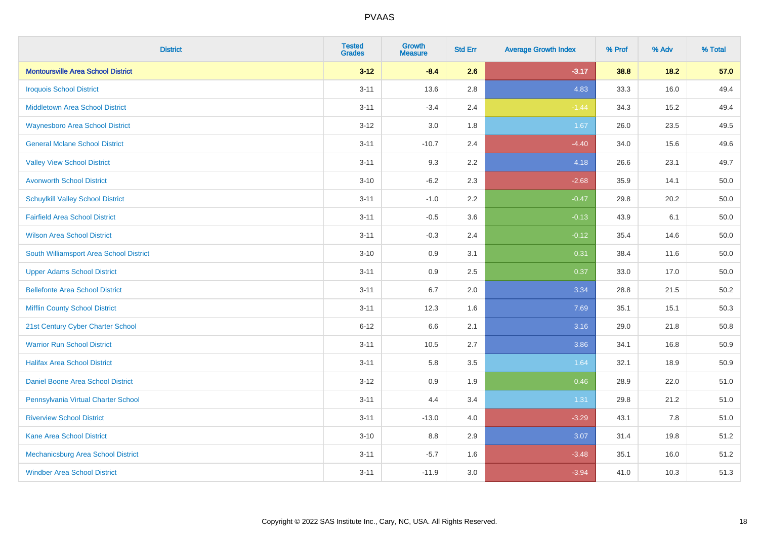# PVAAS

| District | Tested Grades | Growth Measure | Std Err | Average Growth Index | % Prof | % Adv | % Total |
|---|---|---|---|---|---|---|---|
| **Montoursville Area School District** | **3-12** | **-8.4** | **2.6** | **-3.17** | **38.8** | **18.2** | **57.0** |
| Iroquois School District | 3-11 | 13.6 | 2.8 | 4.83 | 33.3 | 16.0 | 49.4 |
| Middletown Area School District | 3-11 | -3.4 | 2.4 | -1.44 | 34.3 | 15.2 | 49.4 |
| Waynesboro Area School District | 3-12 | 3.0 | 1.8 | 1.67 | 26.0 | 23.5 | 49.5 |
| General Mclane School District | 3-11 | -10.7 | 2.4 | -4.40 | 34.0 | 15.6 | 49.6 |
| Valley View School District | 3-11 | 9.3 | 2.2 | 4.18 | 26.6 | 23.1 | 49.7 |
| Avonworth School District | 3-10 | -6.2 | 2.3 | -2.68 | 35.9 | 14.1 | 50.0 |
| Schuylkill Valley School District | 3-11 | -1.0 | 2.2 | -0.47 | 29.8 | 20.2 | 50.0 |
| Fairfield Area School District | 3-11 | -0.5 | 3.6 | -0.13 | 43.9 | 6.1 | 50.0 |
| Wilson Area School District | 3-11 | -0.3 | 2.4 | -0.12 | 35.4 | 14.6 | 50.0 |
| South Williamsport Area School District | 3-10 | 0.9 | 3.1 | 0.31 | 38.4 | 11.6 | 50.0 |
| Upper Adams School District | 3-11 | 0.9 | 2.5 | 0.37 | 33.0 | 17.0 | 50.0 |
| Bellefonte Area School District | 3-11 | 6.7 | 2.0 | 3.34 | 28.8 | 21.5 | 50.2 |
| Mifflin County School District | 3-11 | 12.3 | 1.6 | 7.69 | 35.1 | 15.1 | 50.3 |
| 21st Century Cyber Charter School | 6-12 | 6.6 | 2.1 | 3.16 | 29.0 | 21.8 | 50.8 |
| Warrior Run School District | 3-11 | 10.5 | 2.7 | 3.86 | 34.1 | 16.8 | 50.9 |
| Halifax Area School District | 3-11 | 5.8 | 3.5 | 1.64 | 32.1 | 18.9 | 50.9 |
| Daniel Boone Area School District | 3-12 | 0.9 | 1.9 | 0.46 | 28.9 | 22.0 | 51.0 |
| Pennsylvania Virtual Charter School | 3-11 | 4.4 | 3.4 | 1.31 | 29.8 | 21.2 | 51.0 |
| Riverview School District | 3-11 | -13.0 | 4.0 | -3.29 | 43.1 | 7.8 | 51.0 |
| Kane Area School District | 3-10 | 8.8 | 2.9 | 3.07 | 31.4 | 19.8 | 51.2 |
| Mechanicsburg Area School District | 3-11 | -5.7 | 1.6 | -3.48 | 35.1 | 16.0 | 51.2 |
| Windber Area School District | 3-11 | -11.9 | 3.0 | -3.94 | 41.0 | 10.3 | 51.3 |

Copyright © 2022 SAS Institute Inc., Cary, NC, USA. All Rights Reserved.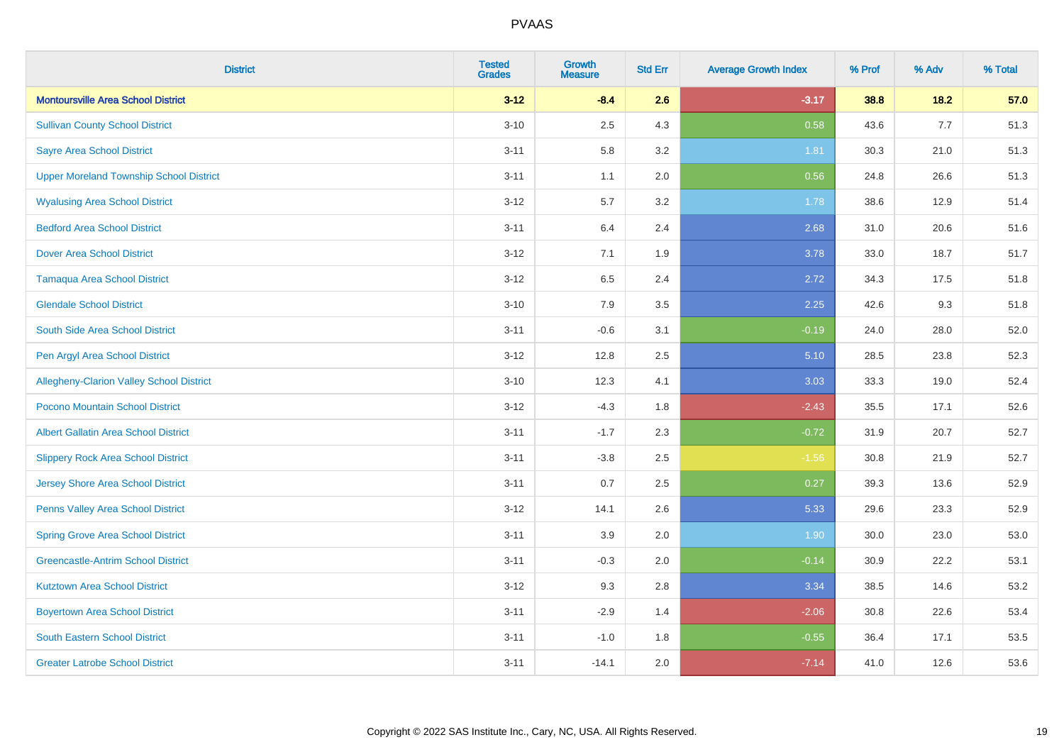| District | Tested Grades | Growth Measure | Std Err | Average Growth Index | % Prof | % Adv | % Total |
|---|---|---|---|---|---|---|---|
| **Montoursville Area School District** | **3-12** | **-8.4** | **2.6** | **-3.17** | **38.8** | **18.2** | **57.0** |
| Sullivan County School District | 3-10 | 2.5 | 4.3 | 0.58 | 43.6 | 7.7 | 51.3 |
| Sayre Area School District | 3-11 | 5.8 | 3.2 | 1.81 | 30.3 | 21.0 | 51.3 |
| Upper Moreland Township School District | 3-11 | 1.1 | 2.0 | 0.56 | 24.8 | 26.6 | 51.3 |
| Wyalusing Area School District | 3-12 | 5.7 | 3.2 | 1.78 | 38.6 | 12.9 | 51.4 |
| Bedford Area School District | 3-11 | 6.4 | 2.4 | 2.68 | 31.0 | 20.6 | 51.6 |
| Dover Area School District | 3-12 | 7.1 | 1.9 | 3.78 | 33.0 | 18.7 | 51.7 |
| Tamaqua Area School District | 3-12 | 6.5 | 2.4 | 2.72 | 34.3 | 17.5 | 51.8 |
| Glendale School District | 3-10 | 7.9 | 3.5 | 2.25 | 42.6 | 9.3 | 51.8 |
| South Side Area School District | 3-11 | -0.6 | 3.1 | -0.19 | 24.0 | 28.0 | 52.0 |
| Pen Argyl Area School District | 3-12 | 12.8 | 2.5 | 5.10 | 28.5 | 23.8 | 52.3 |
| Allegheny-Clarion Valley School District | 3-10 | 12.3 | 4.1 | 3.03 | 33.3 | 19.0 | 52.4 |
| Pocono Mountain School District | 3-12 | -4.3 | 1.8 | -2.43 | 35.5 | 17.1 | 52.6 |
| Albert Gallatin Area School District | 3-11 | -1.7 | 2.3 | -0.72 | 31.9 | 20.7 | 52.7 |
| Slippery Rock Area School District | 3-11 | -3.8 | 2.5 | -1.56 | 30.8 | 21.9 | 52.7 |
| Jersey Shore Area School District | 3-11 | 0.7 | 2.5 | 0.27 | 39.3 | 13.6 | 52.9 |
| Penns Valley Area School District | 3-12 | 14.1 | 2.6 | 5.33 | 29.6 | 23.3 | 52.9 |
| Spring Grove Area School District | 3-11 | 3.9 | 2.0 | 1.90 | 30.0 | 23.0 | 53.0 |
| Greencastle-Antrim School District | 3-11 | -0.3 | 2.0 | -0.14 | 30.9 | 22.2 | 53.1 |
| Kutztown Area School District | 3-12 | 9.3 | 2.8 | 3.34 | 38.5 | 14.6 | 53.2 |
| Boyertown Area School District | 3-11 | -2.9 | 1.4 | -2.06 | 30.8 | 22.6 | 53.4 |
| South Eastern School District | 3-11 | -1.0 | 1.8 | -0.55 | 36.4 | 17.1 | 53.5 |
| Greater Latrobe School District | 3-11 | -14.1 | 2.0 | -7.14 | 41.0 | 12.6 | 53.6 |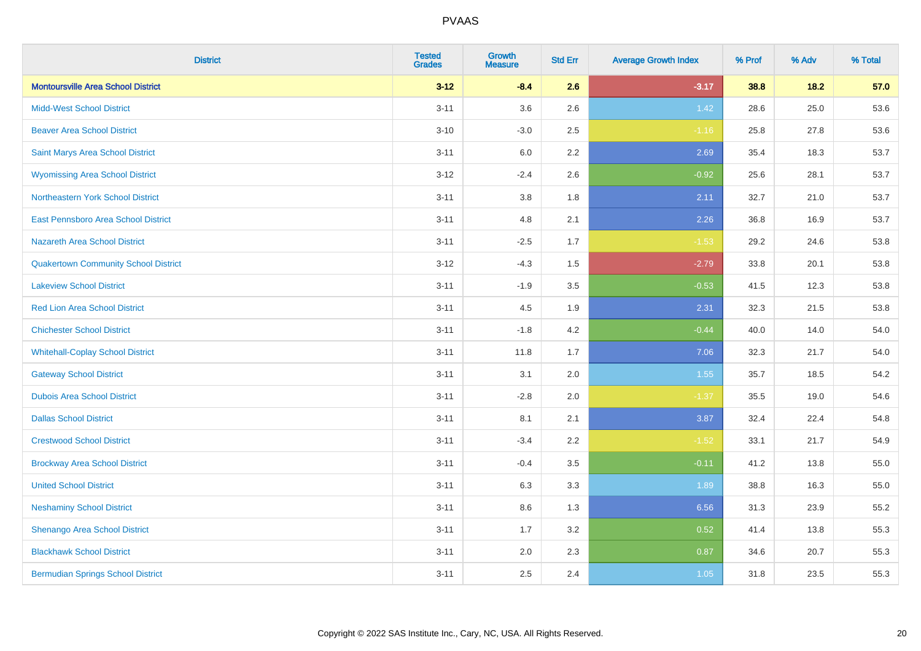| District | Tested Grades | Growth Measure | Std Err | Average Growth Index | % Prof | % Adv | % Total |
|---|---|---|---|---|---|---|---|
| **Montoursville Area School District** | **3-12** | **-8.4** | **2.6** | **-3.17** | **38.8** | **18.2** | **57.0** |
| Midd-West School District | 3-11 | 3.6 | 2.6 | 1.42 | 28.6 | 25.0 | 53.6 |
| Beaver Area School District | 3-10 | -3.0 | 2.5 | -1.16 | 25.8 | 27.8 | 53.6 |
| Saint Marys Area School District | 3-11 | 6.0 | 2.2 | 2.69 | 35.4 | 18.3 | 53.7 |
| Wyomissing Area School District | 3-12 | -2.4 | 2.6 | -0.92 | 25.6 | 28.1 | 53.7 |
| Northeastern York School District | 3-11 | 3.8 | 1.8 | 2.11 | 32.7 | 21.0 | 53.7 |
| East Pennsboro Area School District | 3-11 | 4.8 | 2.1 | 2.26 | 36.8 | 16.9 | 53.7 |
| Nazareth Area School District | 3-11 | -2.5 | 1.7 | -1.53 | 29.2 | 24.6 | 53.8 |
| Quakertown Community School District | 3-12 | -4.3 | 1.5 | -2.79 | 33.8 | 20.1 | 53.8 |
| Lakeview School District | 3-11 | -1.9 | 3.5 | -0.53 | 41.5 | 12.3 | 53.8 |
| Red Lion Area School District | 3-11 | 4.5 | 1.9 | 2.31 | 32.3 | 21.5 | 53.8 |
| Chichester School District | 3-11 | -1.8 | 4.2 | -0.44 | 40.0 | 14.0 | 54.0 |
| Whitehall-Coplay School District | 3-11 | 11.8 | 1.7 | 7.06 | 32.3 | 21.7 | 54.0 |
| Gateway School District | 3-11 | 3.1 | 2.0 | 1.55 | 35.7 | 18.5 | 54.2 |
| Dubois Area School District | 3-11 | -2.8 | 2.0 | -1.37 | 35.5 | 19.0 | 54.6 |
| Dallas School District | 3-11 | 8.1 | 2.1 | 3.87 | 32.4 | 22.4 | 54.8 |
| Crestwood School District | 3-11 | -3.4 | 2.2 | -1.52 | 33.1 | 21.7 | 54.9 |
| Brockway Area School District | 3-11 | -0.4 | 3.5 | -0.11 | 41.2 | 13.8 | 55.0 |
| United School District | 3-11 | 6.3 | 3.3 | 1.89 | 38.8 | 16.3 | 55.0 |
| Neshaminy School District | 3-11 | 8.6 | 1.3 | 6.56 | 31.3 | 23.9 | 55.2 |
| Shenango Area School District | 3-11 | 1.7 | 3.2 | 0.52 | 41.4 | 13.8 | 55.3 |
| Blackhawk School District | 3-11 | 2.0 | 2.3 | 0.87 | 34.6 | 20.7 | 55.3 |
| Bermudian Springs School District | 3-11 | 2.5 | 2.4 | 1.05 | 31.8 | 23.5 | 55.3 |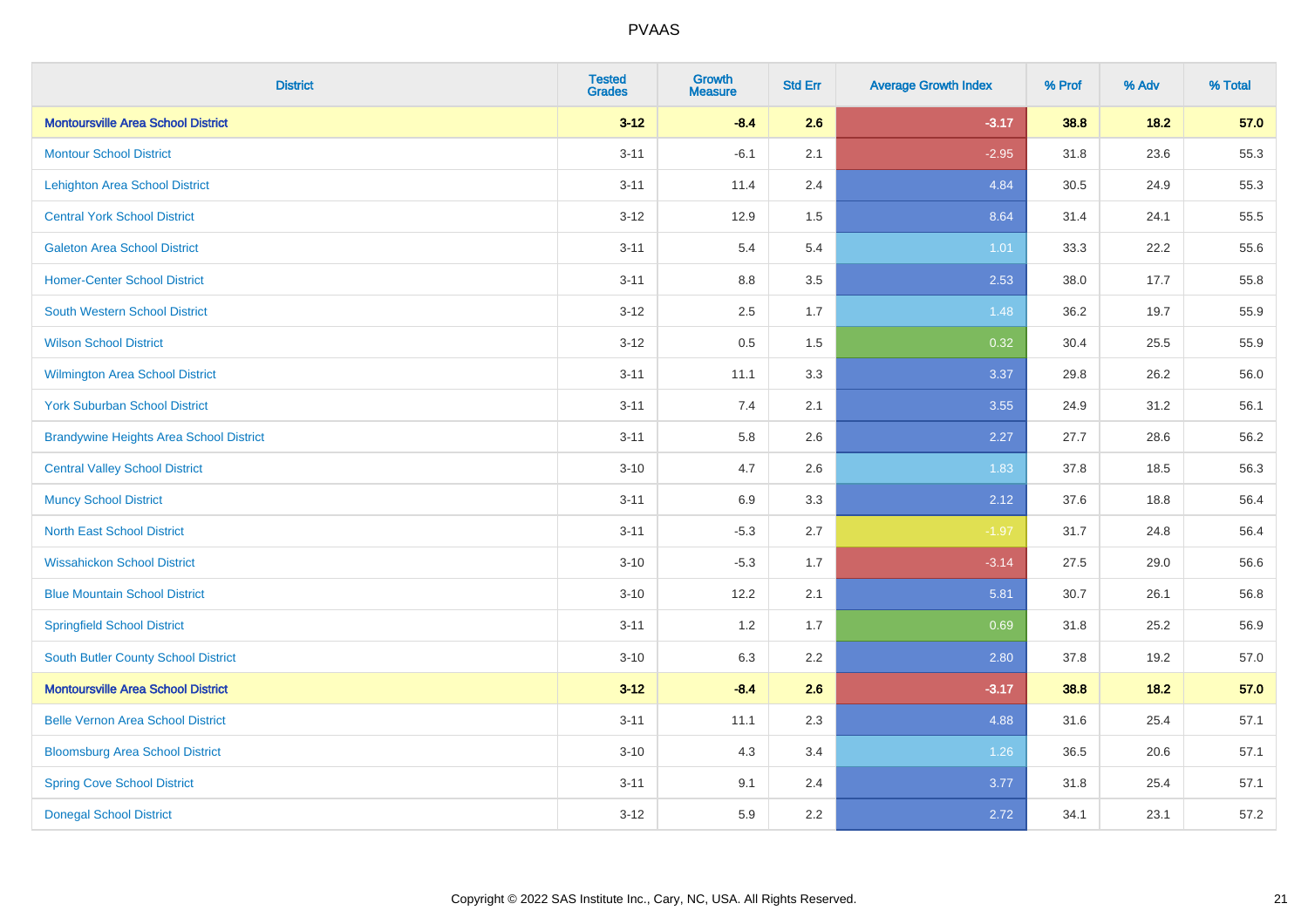# PVAAS

| District | Tested Grades | Growth Measure | Std Err | Average Growth Index | % Prof | % Adv | % Total |
|---|---|---|---|---|---|---|---|
| **Montoursville Area School District** | **3-12** | **-8.4** | **2.6** | **-3.17** | **38.8** | **18.2** | **57.0** |
| Montour School District | 3-11 | -6.1 | 2.1 | -2.95 | 31.8 | 23.6 | 55.3 |
| Lehighton Area School District | 3-11 | 11.4 | 2.4 | 4.84 | 30.5 | 24.9 | 55.3 |
| Central York School District | 3-12 | 12.9 | 1.5 | 8.64 | 31.4 | 24.1 | 55.5 |
| Galeton Area School District | 3-11 | 5.4 | 5.4 | 1.01 | 33.3 | 22.2 | 55.6 |
| Homer-Center School District | 3-11 | 8.8 | 3.5 | 2.53 | 38.0 | 17.7 | 55.8 |
| South Western School District | 3-12 | 2.5 | 1.7 | 1.48 | 36.2 | 19.7 | 55.9 |
| Wilson School District | 3-12 | 0.5 | 1.5 | 0.32 | 30.4 | 25.5 | 55.9 |
| Wilmington Area School District | 3-11 | 11.1 | 3.3 | 3.37 | 29.8 | 26.2 | 56.0 |
| York Suburban School District | 3-11 | 7.4 | 2.1 | 3.55 | 24.9 | 31.2 | 56.1 |
| Brandywine Heights Area School District | 3-11 | 5.8 | 2.6 | 2.27 | 27.7 | 28.6 | 56.2 |
| Central Valley School District | 3-10 | 4.7 | 2.6 | 1.83 | 37.8 | 18.5 | 56.3 |
| Muncy School District | 3-11 | 6.9 | 3.3 | 2.12 | 37.6 | 18.8 | 56.4 |
| North East School District | 3-11 | -5.3 | 2.7 | -1.97 | 31.7 | 24.8 | 56.4 |
| Wissahickon School District | 3-10 | -5.3 | 1.7 | -3.14 | 27.5 | 29.0 | 56.6 |
| Blue Mountain School District | 3-10 | 12.2 | 2.1 | 5.81 | 30.7 | 26.1 | 56.8 |
| Springfield School District | 3-11 | 1.2 | 1.7 | 0.69 | 31.8 | 25.2 | 56.9 |
| South Butler County School District | 3-10 | 6.3 | 2.2 | 2.80 | 37.8 | 19.2 | 57.0 |
| **Montoursville Area School District** | **3-12** | **-8.4** | **2.6** | **-3.17** | **38.8** | **18.2** | **57.0** |
| Belle Vernon Area School District | 3-11 | 11.1 | 2.3 | 4.88 | 31.6 | 25.4 | 57.1 |
| Bloomsburg Area School District | 3-10 | 4.3 | 3.4 | 1.26 | 36.5 | 20.6 | 57.1 |
| Spring Cove School District | 3-11 | 9.1 | 2.4 | 3.77 | 31.8 | 25.4 | 57.1 |
| Donegal School District | 3-12 | 5.9 | 2.2 | 2.72 | 34.1 | 23.1 | 57.2 |

Copyright © 2022 SAS Institute Inc., Cary, NC, USA. All Rights Reserved.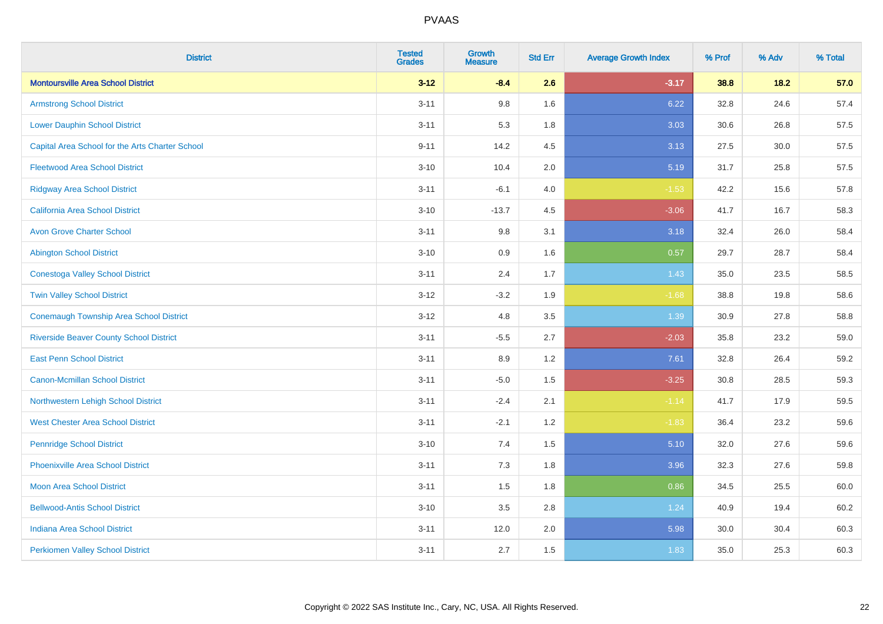# PVAAS

| District | Tested Grades | Growth Measure | Std Err | Average Growth Index | % Prof | % Adv | % Total |
|---|---|---|---|---|---|---|---|
| **Montoursville Area School District** | **3-12** | **-8.4** | **2.6** | **-3.17** | **38.8** | **18.2** | **57.0** |
| Armstrong School District | 3-11 | 9.8 | 1.6 | 6.22 | 32.8 | 24.6 | 57.4 |
| Lower Dauphin School District | 3-11 | 5.3 | 1.8 | 3.03 | 30.6 | 26.8 | 57.5 |
| Capital Area School for the Arts Charter School | 9-11 | 14.2 | 4.5 | 3.13 | 27.5 | 30.0 | 57.5 |
| Fleetwood Area School District | 3-10 | 10.4 | 2.0 | 5.19 | 31.7 | 25.8 | 57.5 |
| Ridgway Area School District | 3-11 | -6.1 | 4.0 | -1.53 | 42.2 | 15.6 | 57.8 |
| California Area School District | 3-10 | -13.7 | 4.5 | -3.06 | 41.7 | 16.7 | 58.3 |
| Avon Grove Charter School | 3-11 | 9.8 | 3.1 | 3.18 | 32.4 | 26.0 | 58.4 |
| Abington School District | 3-10 | 0.9 | 1.6 | 0.57 | 29.7 | 28.7 | 58.4 |
| Conestoga Valley School District | 3-11 | 2.4 | 1.7 | 1.43 | 35.0 | 23.5 | 58.5 |
| Twin Valley School District | 3-12 | -3.2 | 1.9 | -1.68 | 38.8 | 19.8 | 58.6 |
| Conemaugh Township Area School District | 3-12 | 4.8 | 3.5 | 1.39 | 30.9 | 27.8 | 58.8 |
| Riverside Beaver County School District | 3-11 | -5.5 | 2.7 | -2.03 | 35.8 | 23.2 | 59.0 |
| East Penn School District | 3-11 | 8.9 | 1.2 | 7.61 | 32.8 | 26.4 | 59.2 |
| Canon-Mcmillan School District | 3-11 | -5.0 | 1.5 | -3.25 | 30.8 | 28.5 | 59.3 |
| Northwestern Lehigh School District | 3-11 | -2.4 | 2.1 | -1.14 | 41.7 | 17.9 | 59.5 |
| West Chester Area School District | 3-11 | -2.1 | 1.2 | -1.83 | 36.4 | 23.2 | 59.6 |
| Pennridge School District | 3-10 | 7.4 | 1.5 | 5.10 | 32.0 | 27.6 | 59.6 |
| Phoenixville Area School District | 3-11 | 7.3 | 1.8 | 3.96 | 32.3 | 27.6 | 59.8 |
| Moon Area School District | 3-11 | 1.5 | 1.8 | 0.86 | 34.5 | 25.5 | 60.0 |
| Bellwood-Antis School District | 3-10 | 3.5 | 2.8 | 1.24 | 40.9 | 19.4 | 60.2 |
| Indiana Area School District | 3-11 | 12.0 | 2.0 | 5.98 | 30.0 | 30.4 | 60.3 |
| Perkiomen Valley School District | 3-11 | 2.7 | 1.5 | 1.83 | 35.0 | 25.3 | 60.3 |

Copyright © 2022 SAS Institute Inc., Cary, NC, USA. All Rights Reserved.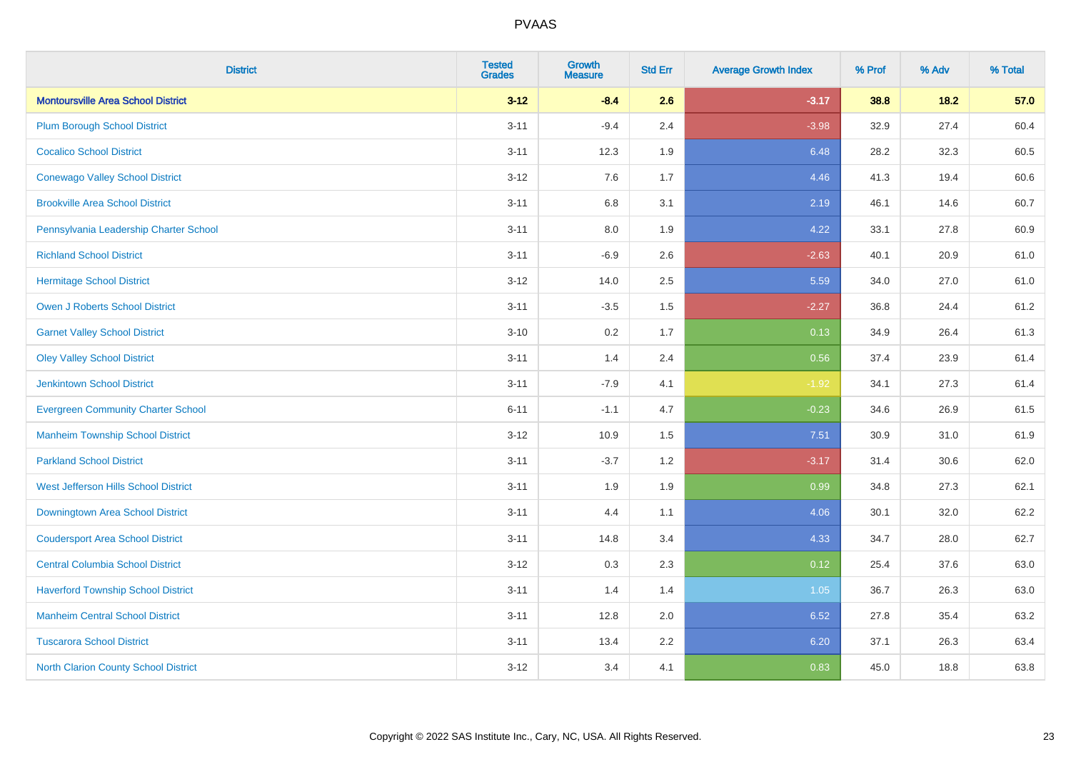PVAAS

| District | Tested Grades | Growth Measure | Std Err | Average Growth Index | % Prof | % Adv | % Total |
|---|---|---|---|---|---|---|---|
| **Montoursville Area School District** | **3-12** | **-8.4** | **2.6** | **-3.17** | **38.8** | **18.2** | **57.0** |
| Plum Borough School District | 3-11 | -9.4 | 2.4 | -3.98 | 32.9 | 27.4 | 60.4 |
| Cocalico School District | 3-11 | 12.3 | 1.9 | 6.48 | 28.2 | 32.3 | 60.5 |
| Conewago Valley School District | 3-12 | 7.6 | 1.7 | 4.46 | 41.3 | 19.4 | 60.6 |
| Brookville Area School District | 3-11 | 6.8 | 3.1 | 2.19 | 46.1 | 14.6 | 60.7 |
| Pennsylvania Leadership Charter School | 3-11 | 8.0 | 1.9 | 4.22 | 33.1 | 27.8 | 60.9 |
| Richland School District | 3-11 | -6.9 | 2.6 | -2.63 | 40.1 | 20.9 | 61.0 |
| Hermitage School District | 3-12 | 14.0 | 2.5 | 5.59 | 34.0 | 27.0 | 61.0 |
| Owen J Roberts School District | 3-11 | -3.5 | 1.5 | -2.27 | 36.8 | 24.4 | 61.2 |
| Garnet Valley School District | 3-10 | 0.2 | 1.7 | 0.13 | 34.9 | 26.4 | 61.3 |
| Oley Valley School District | 3-11 | 1.4 | 2.4 | 0.56 | 37.4 | 23.9 | 61.4 |
| Jenkintown School District | 3-11 | -7.9 | 4.1 | -1.92 | 34.1 | 27.3 | 61.4 |
| Evergreen Community Charter School | 6-11 | -1.1 | 4.7 | -0.23 | 34.6 | 26.9 | 61.5 |
| Manheim Township School District | 3-12 | 10.9 | 1.5 | 7.51 | 30.9 | 31.0 | 61.9 |
| Parkland School District | 3-11 | -3.7 | 1.2 | -3.17 | 31.4 | 30.6 | 62.0 |
| West Jefferson Hills School District | 3-11 | 1.9 | 1.9 | 0.99 | 34.8 | 27.3 | 62.1 |
| Downingtown Area School District | 3-11 | 4.4 | 1.1 | 4.06 | 30.1 | 32.0 | 62.2 |
| Coudersport Area School District | 3-11 | 14.8 | 3.4 | 4.33 | 34.7 | 28.0 | 62.7 |
| Central Columbia School District | 3-12 | 0.3 | 2.3 | 0.12 | 25.4 | 37.6 | 63.0 |
| Haverford Township School District | 3-11 | 1.4 | 1.4 | 1.05 | 36.7 | 26.3 | 63.0 |
| Manheim Central School District | 3-11 | 12.8 | 2.0 | 6.52 | 27.8 | 35.4 | 63.2 |
| Tuscarora School District | 3-11 | 13.4 | 2.2 | 6.20 | 37.1 | 26.3 | 63.4 |
| North Clarion County School District | 3-12 | 3.4 | 4.1 | 0.83 | 45.0 | 18.8 | 63.8 |

Copyright © 2022 SAS Institute Inc., Cary, NC, USA. All Rights Reserved.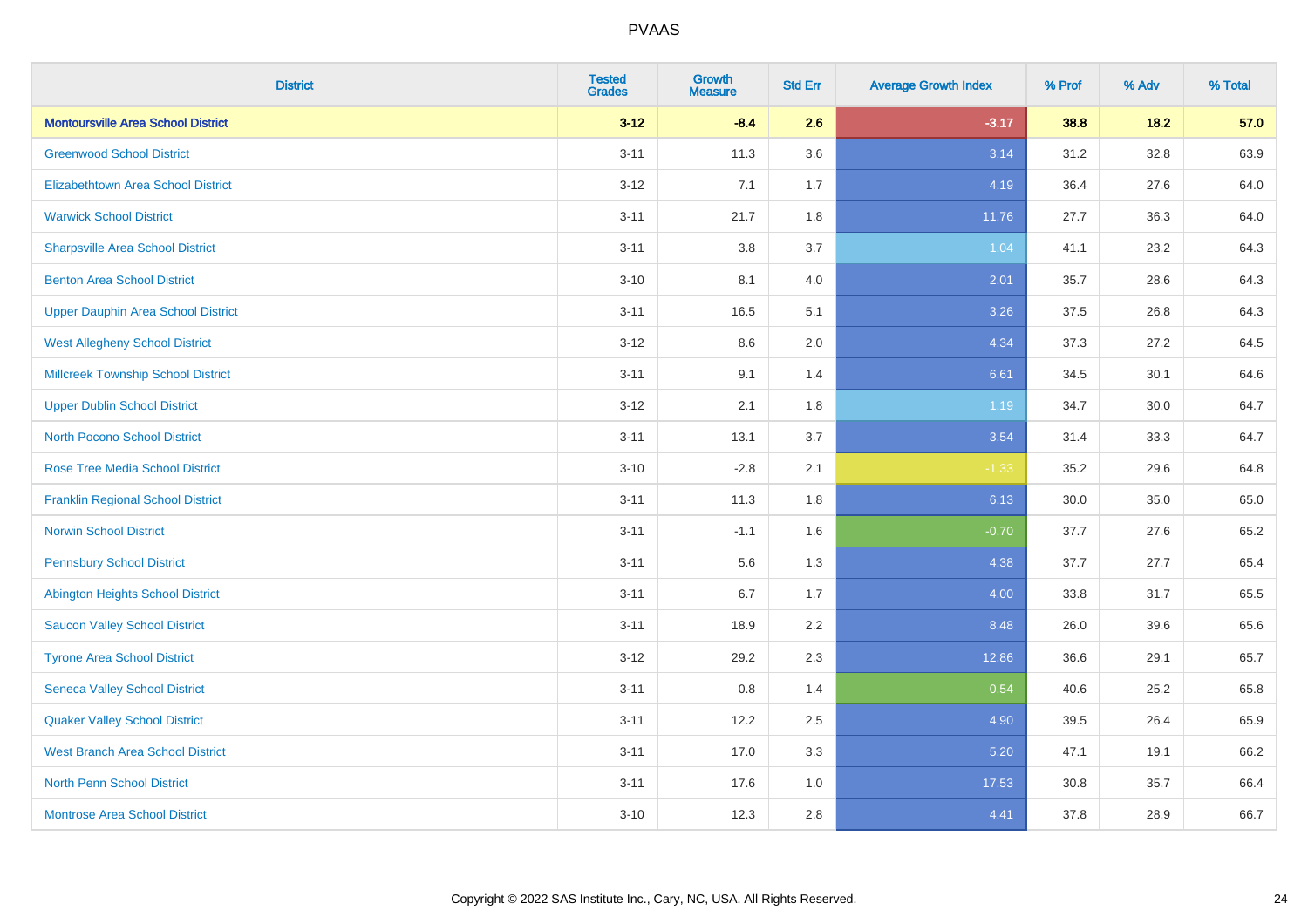# PVAAS

| District | Tested Grades | Growth Measure | Std Err | Average Growth Index | % Prof | % Adv | % Total |
|---|---|---|---|---|---|---|---|
| **Montoursville Area School District** | **3-12** | **-8.4** | **2.6** | **-3.17** | **38.8** | **18.2** | **57.0** |
| Greenwood School District | 3-11 | 11.3 | 3.6 | 3.14 | 31.2 | 32.8 | 63.9 |
| Elizabethtown Area School District | 3-12 | 7.1 | 1.7 | 4.19 | 36.4 | 27.6 | 64.0 |
| Warwick School District | 3-11 | 21.7 | 1.8 | 11.76 | 27.7 | 36.3 | 64.0 |
| Sharpsville Area School District | 3-11 | 3.8 | 3.7 | 1.04 | 41.1 | 23.2 | 64.3 |
| Benton Area School District | 3-10 | 8.1 | 4.0 | 2.01 | 35.7 | 28.6 | 64.3 |
| Upper Dauphin Area School District | 3-11 | 16.5 | 5.1 | 3.26 | 37.5 | 26.8 | 64.3 |
| West Allegheny School District | 3-12 | 8.6 | 2.0 | 4.34 | 37.3 | 27.2 | 64.5 |
| Millcreek Township School District | 3-11 | 9.1 | 1.4 | 6.61 | 34.5 | 30.1 | 64.6 |
| Upper Dublin School District | 3-12 | 2.1 | 1.8 | 1.19 | 34.7 | 30.0 | 64.7 |
| North Pocono School District | 3-11 | 13.1 | 3.7 | 3.54 | 31.4 | 33.3 | 64.7 |
| Rose Tree Media School District | 3-10 | -2.8 | 2.1 | -1.33 | 35.2 | 29.6 | 64.8 |
| Franklin Regional School District | 3-11 | 11.3 | 1.8 | 6.13 | 30.0 | 35.0 | 65.0 |
| Norwin School District | 3-11 | -1.1 | 1.6 | -0.70 | 37.7 | 27.6 | 65.2 |
| Pennsbury School District | 3-11 | 5.6 | 1.3 | 4.38 | 37.7 | 27.7 | 65.4 |
| Abington Heights School District | 3-11 | 6.7 | 1.7 | 4.00 | 33.8 | 31.7 | 65.5 |
| Saucon Valley School District | 3-11 | 18.9 | 2.2 | 8.48 | 26.0 | 39.6 | 65.6 |
| Tyrone Area School District | 3-12 | 29.2 | 2.3 | 12.86 | 36.6 | 29.1 | 65.7 |
| Seneca Valley School District | 3-11 | 0.8 | 1.4 | 0.54 | 40.6 | 25.2 | 65.8 |
| Quaker Valley School District | 3-11 | 12.2 | 2.5 | 4.90 | 39.5 | 26.4 | 65.9 |
| West Branch Area School District | 3-11 | 17.0 | 3.3 | 5.20 | 47.1 | 19.1 | 66.2 |
| North Penn School District | 3-11 | 17.6 | 1.0 | 17.53 | 30.8 | 35.7 | 66.4 |
| Montrose Area School District | 3-10 | 12.3 | 2.8 | 4.41 | 37.8 | 28.9 | 66.7 |

Copyright © 2022 SAS Institute Inc., Cary, NC, USA. All Rights Reserved.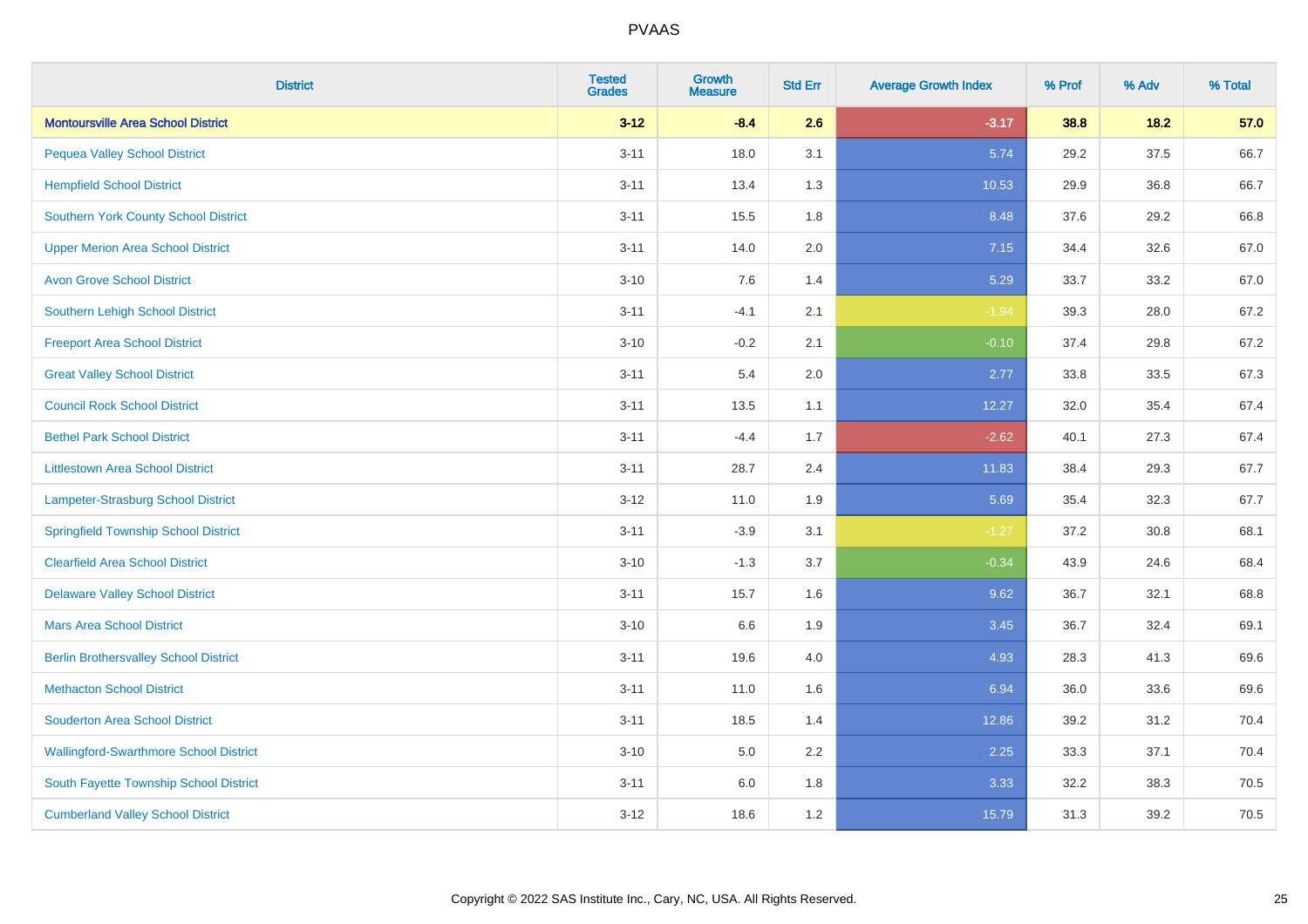# PVAAS

| District | Tested Grades | Growth Measure | Std Err | Average Growth Index | % Prof | % Adv | % Total |
|---|---|---|---|---|---|---|---|
| **Montoursville Area School District** | **3-12** | **-8.4** | **2.6** | **-3.17** | **38.8** | **18.2** | **57.0** |
| Pequea Valley School District | 3-11 | 18.0 | 3.1 | 5.74 | 29.2 | 37.5 | 66.7 |
| Hempfield School District | 3-11 | 13.4 | 1.3 | 10.53 | 29.9 | 36.8 | 66.7 |
| Southern York County School District | 3-11 | 15.5 | 1.8 | 8.48 | 37.6 | 29.2 | 66.8 |
| Upper Merion Area School District | 3-11 | 14.0 | 2.0 | 7.15 | 34.4 | 32.6 | 67.0 |
| Avon Grove School District | 3-10 | 7.6 | 1.4 | 5.29 | 33.7 | 33.2 | 67.0 |
| Southern Lehigh School District | 3-11 | -4.1 | 2.1 | -1.94 | 39.3 | 28.0 | 67.2 |
| Freeport Area School District | 3-10 | -0.2 | 2.1 | -0.10 | 37.4 | 29.8 | 67.2 |
| Great Valley School District | 3-11 | 5.4 | 2.0 | 2.77 | 33.8 | 33.5 | 67.3 |
| Council Rock School District | 3-11 | 13.5 | 1.1 | 12.27 | 32.0 | 35.4 | 67.4 |
| Bethel Park School District | 3-11 | -4.4 | 1.7 | -2.62 | 40.1 | 27.3 | 67.4 |
| Littlestown Area School District | 3-11 | 28.7 | 2.4 | 11.83 | 38.4 | 29.3 | 67.7 |
| Lampeter-Strasburg School District | 3-12 | 11.0 | 1.9 | 5.69 | 35.4 | 32.3 | 67.7 |
| Springfield Township School District | 3-11 | -3.9 | 3.1 | -1.27 | 37.2 | 30.8 | 68.1 |
| Clearfield Area School District | 3-10 | -1.3 | 3.7 | -0.34 | 43.9 | 24.6 | 68.4 |
| Delaware Valley School District | 3-11 | 15.7 | 1.6 | 9.62 | 36.7 | 32.1 | 68.8 |
| Mars Area School District | 3-10 | 6.6 | 1.9 | 3.45 | 36.7 | 32.4 | 69.1 |
| Berlin Brothersvalley School District | 3-11 | 19.6 | 4.0 | 4.93 | 28.3 | 41.3 | 69.6 |
| Methacton School District | 3-11 | 11.0 | 1.6 | 6.94 | 36.0 | 33.6 | 69.6 |
| Souderton Area School District | 3-11 | 18.5 | 1.4 | 12.86 | 39.2 | 31.2 | 70.4 |
| Wallingford-Swarthmore School District | 3-10 | 5.0 | 2.2 | 2.25 | 33.3 | 37.1 | 70.4 |
| South Fayette Township School District | 3-11 | 6.0 | 1.8 | 3.33 | 32.2 | 38.3 | 70.5 |
| Cumberland Valley School District | 3-12 | 18.6 | 1.2 | 15.79 | 31.3 | 39.2 | 70.5 |

Copyright © 2022 SAS Institute Inc., Cary, NC, USA. All Rights Reserved.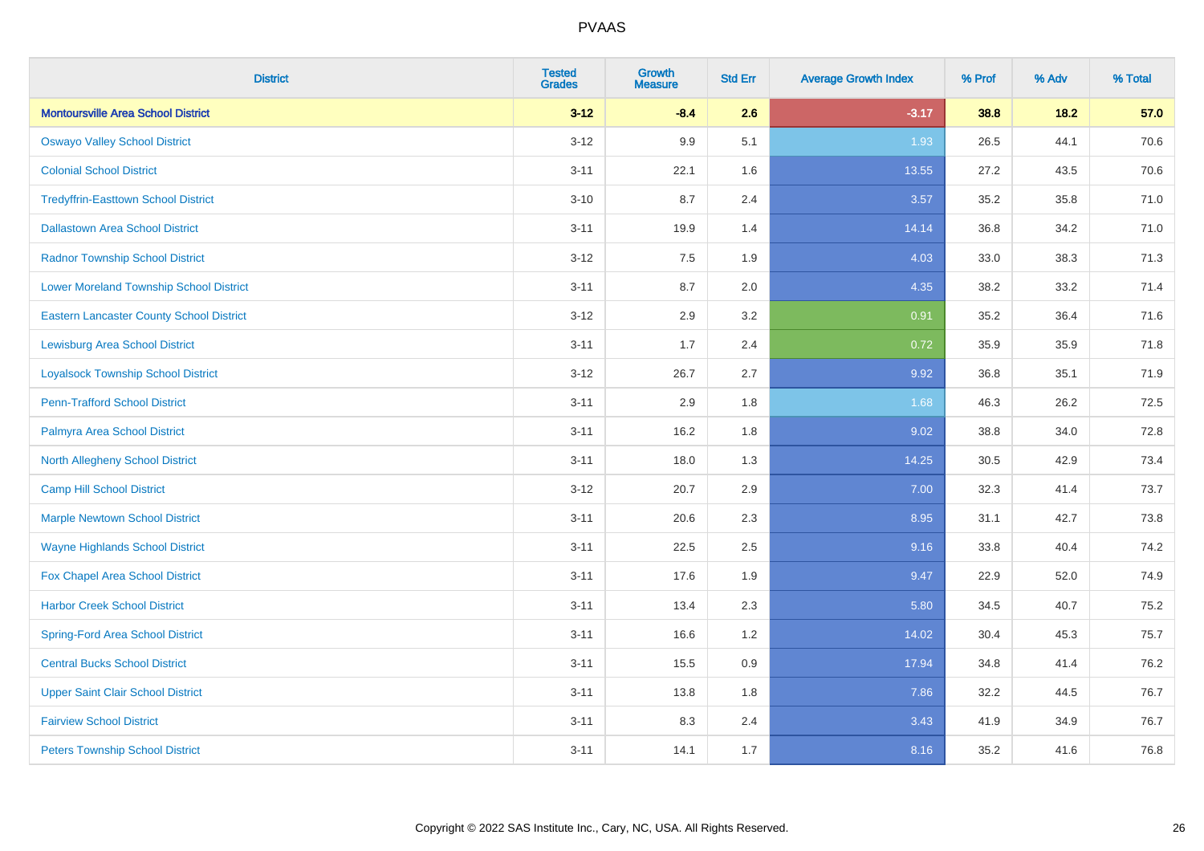# PVAAS

| District | Tested Grades | Growth Measure | Std Err | Average Growth Index | % Prof | % Adv | % Total |
|---|---|---|---|---|---|---|---|
| **Montoursville Area School District** | **3-12** | **-8.4** | **2.6** | **-3.17** | **38.8** | **18.2** | **57.0** |
| Oswayo Valley School District | 3-12 | 9.9 | 5.1 | 1.93 | 26.5 | 44.1 | 70.6 |
| Colonial School District | 3-11 | 22.1 | 1.6 | 13.55 | 27.2 | 43.5 | 70.6 |
| Tredyffrin-Easttown School District | 3-10 | 8.7 | 2.4 | 3.57 | 35.2 | 35.8 | 71.0 |
| Dallastown Area School District | 3-11 | 19.9 | 1.4 | 14.14 | 36.8 | 34.2 | 71.0 |
| Radnor Township School District | 3-12 | 7.5 | 1.9 | 4.03 | 33.0 | 38.3 | 71.3 |
| Lower Moreland Township School District | 3-11 | 8.7 | 2.0 | 4.35 | 38.2 | 33.2 | 71.4 |
| Eastern Lancaster County School District | 3-12 | 2.9 | 3.2 | 0.91 | 35.2 | 36.4 | 71.6 |
| Lewisburg Area School District | 3-11 | 1.7 | 2.4 | 0.72 | 35.9 | 35.9 | 71.8 |
| Loyalsock Township School District | 3-12 | 26.7 | 2.7 | 9.92 | 36.8 | 35.1 | 71.9 |
| Penn-Trafford School District | 3-11 | 2.9 | 1.8 | 1.68 | 46.3 | 26.2 | 72.5 |
| Palmyra Area School District | 3-11 | 16.2 | 1.8 | 9.02 | 38.8 | 34.0 | 72.8 |
| North Allegheny School District | 3-11 | 18.0 | 1.3 | 14.25 | 30.5 | 42.9 | 73.4 |
| Camp Hill School District | 3-12 | 20.7 | 2.9 | 7.00 | 32.3 | 41.4 | 73.7 |
| Marple Newtown School District | 3-11 | 20.6 | 2.3 | 8.95 | 31.1 | 42.7 | 73.8 |
| Wayne Highlands School District | 3-11 | 22.5 | 2.5 | 9.16 | 33.8 | 40.4 | 74.2 |
| Fox Chapel Area School District | 3-11 | 17.6 | 1.9 | 9.47 | 22.9 | 52.0 | 74.9 |
| Harbor Creek School District | 3-11 | 13.4 | 2.3 | 5.80 | 34.5 | 40.7 | 75.2 |
| Spring-Ford Area School District | 3-11 | 16.6 | 1.2 | 14.02 | 30.4 | 45.3 | 75.7 |
| Central Bucks School District | 3-11 | 15.5 | 0.9 | 17.94 | 34.8 | 41.4 | 76.2 |
| Upper Saint Clair School District | 3-11 | 13.8 | 1.8 | 7.86 | 32.2 | 44.5 | 76.7 |
| Fairview School District | 3-11 | 8.3 | 2.4 | 3.43 | 41.9 | 34.9 | 76.7 |
| Peters Township School District | 3-11 | 14.1 | 1.7 | 8.16 | 35.2 | 41.6 | 76.8 |

Copyright © 2022 SAS Institute Inc., Cary, NC, USA. All Rights Reserved.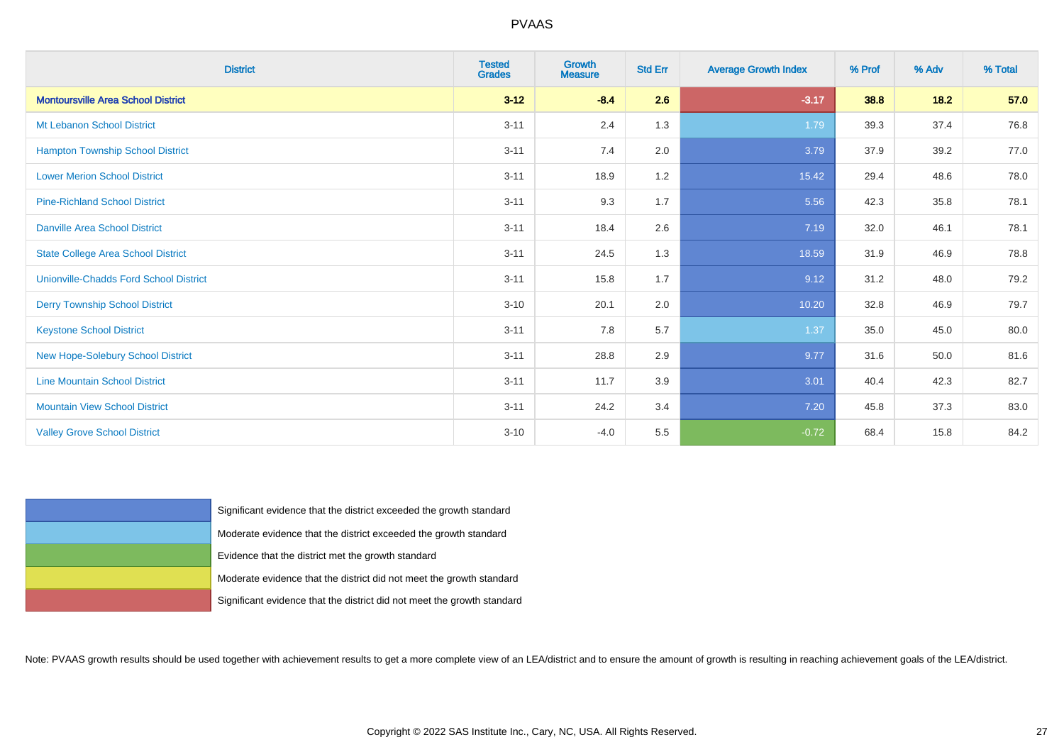# PVAAS

| District | Tested Grades | Growth Measure | Std Err | Average Growth Index | % Prof | % Adv | % Total |
|---|---|---|---|---|---|---|---|
| **Montoursville Area School District** | **3-12** | **-8.4** | **2.6** | **-3.17** | **38.8** | **18.2** | **57.0** |
| Mt Lebanon School District | 3-11 | 2.4 | 1.3 | 1.79 | 39.3 | 37.4 | 76.8 |
| Hampton Township School District | 3-11 | 7.4 | 2.0 | 3.79 | 37.9 | 39.2 | 77.0 |
| Lower Merion School District | 3-11 | 18.9 | 1.2 | 15.42 | 29.4 | 48.6 | 78.0 |
| Pine-Richland School District | 3-11 | 9.3 | 1.7 | 5.56 | 42.3 | 35.8 | 78.1 |
| Danville Area School District | 3-11 | 18.4 | 2.6 | 7.19 | 32.0 | 46.1 | 78.1 |
| State College Area School District | 3-11 | 24.5 | 1.3 | 18.59 | 31.9 | 46.9 | 78.8 |
| Unionville-Chadds Ford School District | 3-11 | 15.8 | 1.7 | 9.12 | 31.2 | 48.0 | 79.2 |
| Derry Township School District | 3-10 | 20.1 | 2.0 | 10.20 | 32.8 | 46.9 | 79.7 |
| Keystone School District | 3-11 | 7.8 | 5.7 | 1.37 | 35.0 | 45.0 | 80.0 |
| New Hope-Solebury School District | 3-11 | 28.8 | 2.9 | 9.77 | 31.6 | 50.0 | 81.6 |
| Line Mountain School District | 3-11 | 11.7 | 3.9 | 3.01 | 40.4 | 42.3 | 82.7 |
| Mountain View School District | 3-11 | 24.2 | 3.4 | 7.20 | 45.8 | 37.3 | 83.0 |
| Valley Grove School District | 3-10 | -4.0 | 5.5 | -0.72 | 68.4 | 15.8 | 84.2 |

- Significant evidence that the district exceeded the growth standard
- Moderate evidence that the district exceeded the growth standard
- Evidence that the district met the growth standard
- Moderate evidence that the district did not meet the growth standard
- Significant evidence that the district did not meet the growth standard

Note: PVAAS growth results should be used together with achievement results to get a more complete view of an LEA/district and to ensure the amount of growth is resulting in reaching achievement goals of the LEA/district.

Copyright © 2022 SAS Institute Inc., Cary, NC, USA. All Rights Reserved.